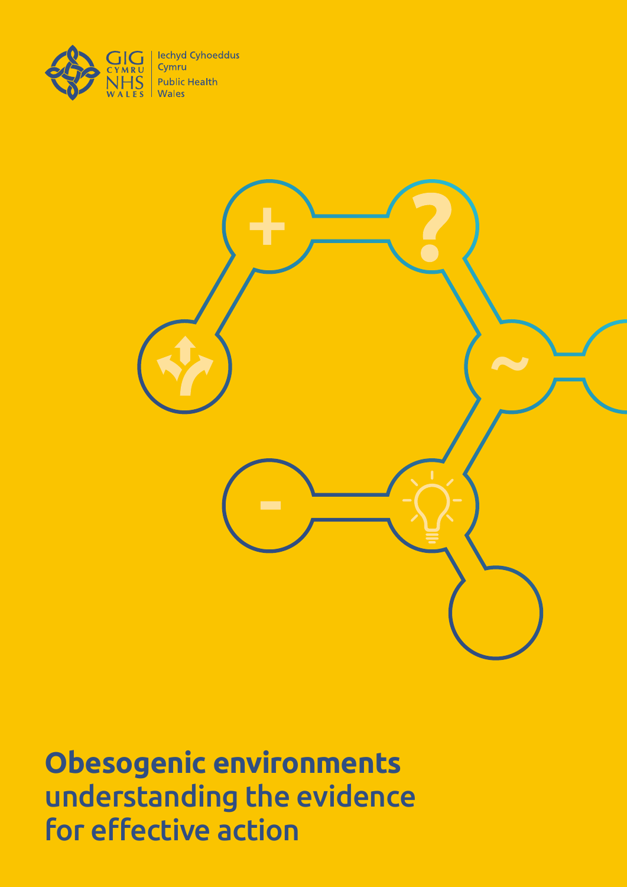GIG CYMRU NHS WALES | Iechyd Cyhoeddus Cymru Public Health Wales

# **Obesogenic environments** understanding the evidence for effective action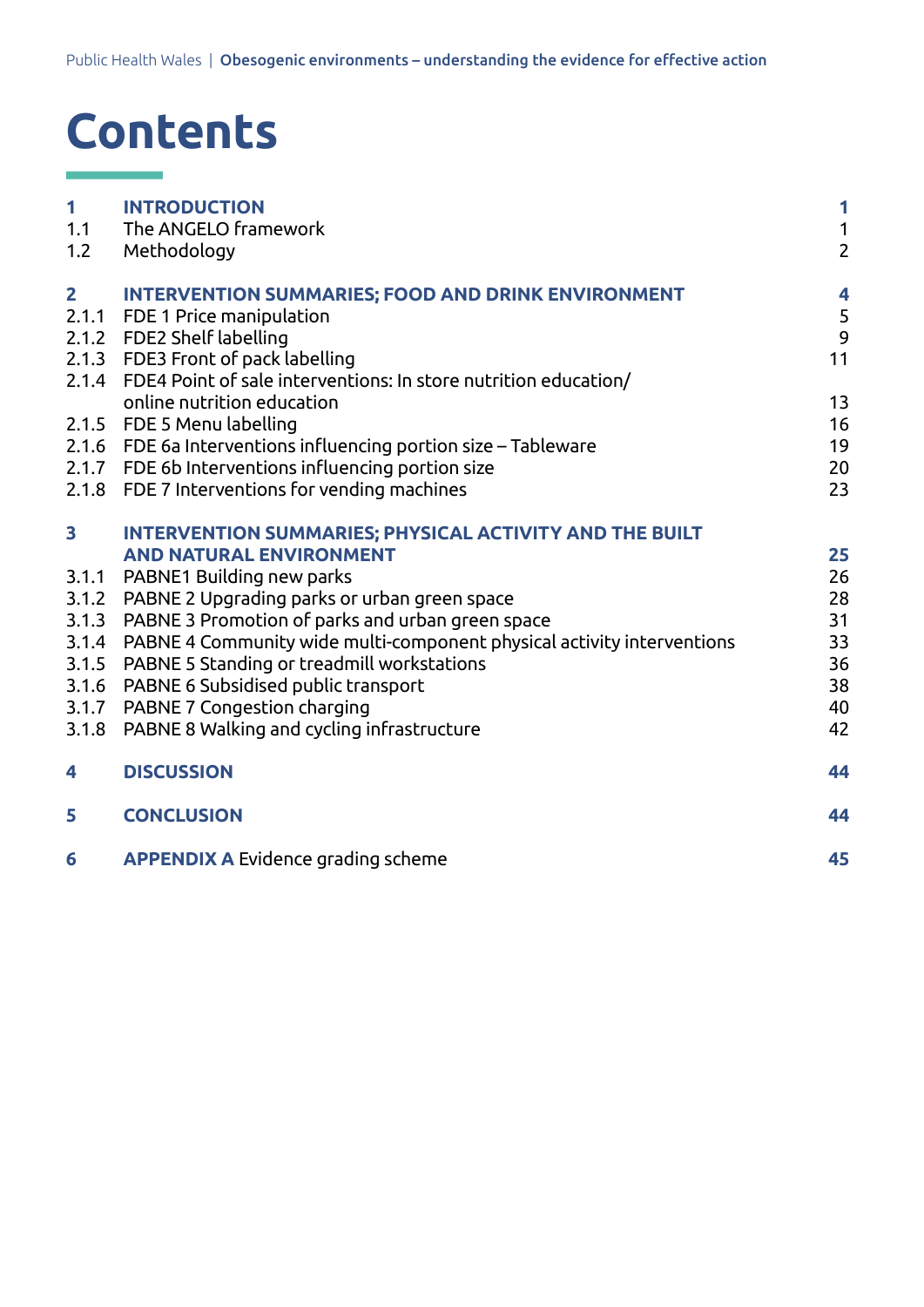# Contents

| | | |
|---|---|---|
| **1** | **INTRODUCTION** | **1** |
| 1.1 | The ANGELO framework | 1 |
| 1.2 | Methodology | 2 |
| **2** | **INTERVENTION SUMMARIES; FOOD AND DRINK ENVIRONMENT** | **4** |
| 2.1.1 | FDE 1 Price manipulation | 5 |
| 2.1.2 | FDE2 Shelf labelling | 9 |
| 2.1.3 | FDE3 Front of pack labelling | 11 |
| 2.1.4 | FDE4 Point of sale interventions: In store nutrition education/ online nutrition education | 13 |
| 2.1.5 | FDE 5 Menu labelling | 16 |
| 2.1.6 | FDE 6a Interventions influencing portion size – Tableware | 19 |
| 2.1.7 | FDE 6b Interventions influencing portion size | 20 |
| 2.1.8 | FDE 7 Interventions for vending machines | 23 |
| **3** | **INTERVENTION SUMMARIES; PHYSICAL ACTIVITY AND THE BUILT AND NATURAL ENVIRONMENT** | **25** |
| 3.1.1 | PABNE1 Building new parks | 26 |
| 3.1.2 | PABNE 2 Upgrading parks or urban green space | 28 |
| 3.1.3 | PABNE 3 Promotion of parks and urban green space | 31 |
| 3.1.4 | PABNE 4 Community wide multi-component physical activity interventions | 33 |
| 3.1.5 | PABNE 5 Standing or treadmill workstations | 36 |
| 3.1.6 | PABNE 6 Subsidised public transport | 38 |
| 3.1.7 | PABNE 7 Congestion charging | 40 |
| 3.1.8 | PABNE 8 Walking and cycling infrastructure | 42 |
| **4** | **DISCUSSION** | **44** |
| **5** | **CONCLUSION** | **44** |
| **6** | **APPENDIX A** Evidence grading scheme | **45** |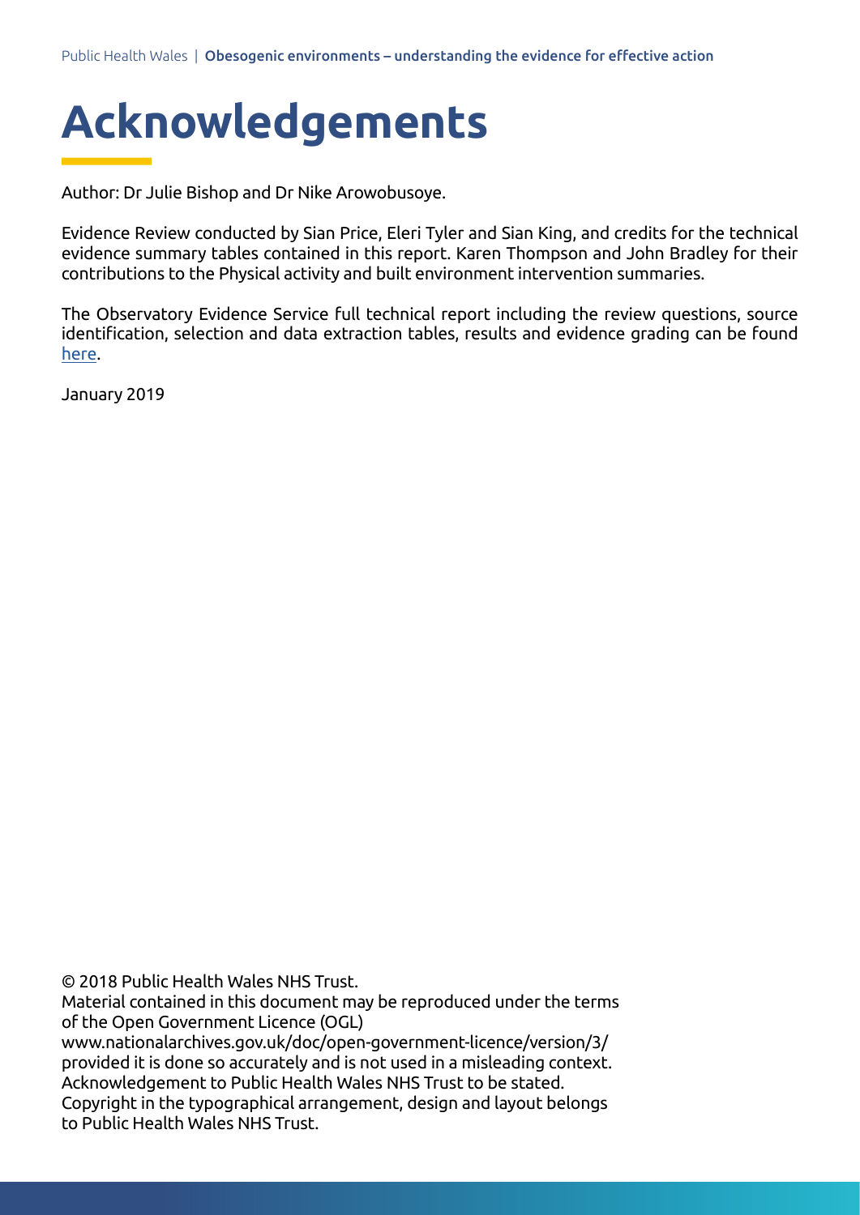# Acknowledgements

Author: Dr Julie Bishop and Dr Nike Arowobusoye.

Evidence Review conducted by Sian Price, Eleri Tyler and Sian King, and credits for the technical evidence summary tables contained in this report. Karen Thompson and John Bradley for their contributions to the Physical activity and built environment intervention summaries.

The Observatory Evidence Service full technical report including the review questions, source identification, selection and data extraction tables, results and evidence grading can be found here.

January 2019

© 2018 Public Health Wales NHS Trust.
Material contained in this document may be reproduced under the terms of the Open Government Licence (OGL)
www.nationalarchives.gov.uk/doc/open-government-licence/version/3/
provided it is done so accurately and is not used in a misleading context.
Acknowledgement to Public Health Wales NHS Trust to be stated.
Copyright in the typographical arrangement, design and layout belongs to Public Health Wales NHS Trust.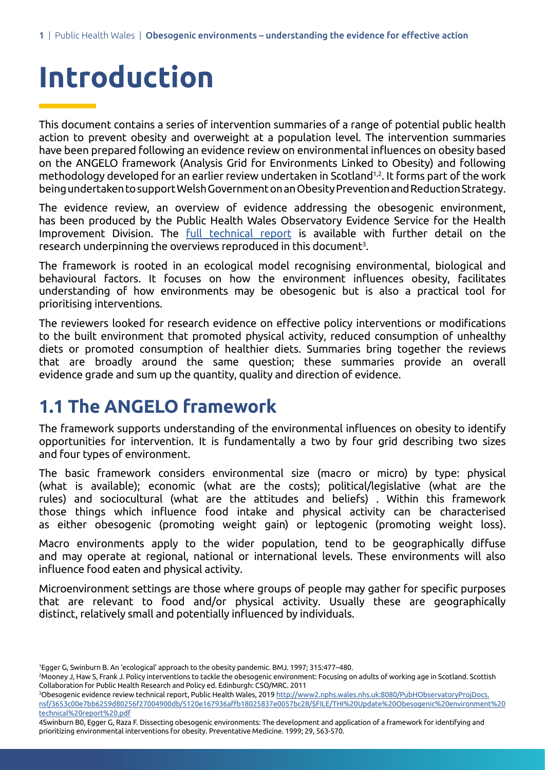# Introduction

This document contains a series of intervention summaries of a range of potential public health action to prevent obesity and overweight at a population level. The intervention summaries have been prepared following an evidence review on environmental influences on obesity based on the ANGELO framework (Analysis Grid for Environments Linked to Obesity) and following methodology developed for an earlier review undertaken in Scotland[1,2]. It forms part of the work being undertaken to support Welsh Government on an Obesity Prevention and Reduction Strategy.

The evidence review, an overview of evidence addressing the obesogenic environment, has been produced by the Public Health Wales Observatory Evidence Service for the Health Improvement Division. The full technical report is available with further detail on the research underpinning the overviews reproduced in this document[3].

The framework is rooted in an ecological model recognising environmental, biological and behavioural factors. It focuses on how the environment influences obesity, facilitates understanding of how environments may be obesogenic but is also a practical tool for prioritising interventions.

The reviewers looked for research evidence on effective policy interventions or modifications to the built environment that promoted physical activity, reduced consumption of unhealthy diets or promoted consumption of healthier diets. Summaries bring together the reviews that are broadly around the same question; these summaries provide an overall evidence grade and sum up the quantity, quality and direction of evidence.

## 1.1 The ANGELO framework

The framework supports understanding of the environmental influences on obesity to identify opportunities for intervention. It is fundamentally a two by four grid describing two sizes and four types of environment.

The basic framework considers environmental size (macro or micro) by type: physical (what is available); economic (what are the costs); political/legislative (what are the rules) and sociocultural (what are the attitudes and beliefs) . Within this framework those things which influence food intake and physical activity can be characterised as either obesogenic (promoting weight gain) or leptogenic (promoting weight loss).

Macro environments apply to the wider population, tend to be geographically diffuse and may operate at regional, national or international levels. These environments will also influence food eaten and physical activity.

Microenvironment settings are those where groups of people may gather for specific purposes that are relevant to food and/or physical activity. Usually these are geographically distinct, relatively small and potentially influenced by individuals.

---

[1]Egger G, Swinburn B. An 'ecological' approach to the obesity pandemic. BMJ. 1997; 315:477–480.

[2]Mooney J, Haw S, Frank J. Policy interventions to tackle the obesogenic environment: Focusing on adults of working age in Scotland. Scottish Collaboration for Public Health Research and Policy ed. Edinburgh: CSO/MRC. 2011

[3]Obesogenic evidence review technical report, Public Health Wales, 2019 http://www2.nphs.wales.nhs.uk:8080/PubHObservatoryProjDocs.nsf/3653c00e7bb6259d80256f27004900db/5120e167936affb18025837e0057bc28/$FILE/THI%20Update%20Obesogenic%20environment%20technical%20report%20.pdf

4Swinburn B0, Egger G, Raza F. Dissecting obesogenic environments: The development and application of a framework for identifying and prioritizing environmental interventions for obesity. Preventative Medicine. 1999; 29, 563-570.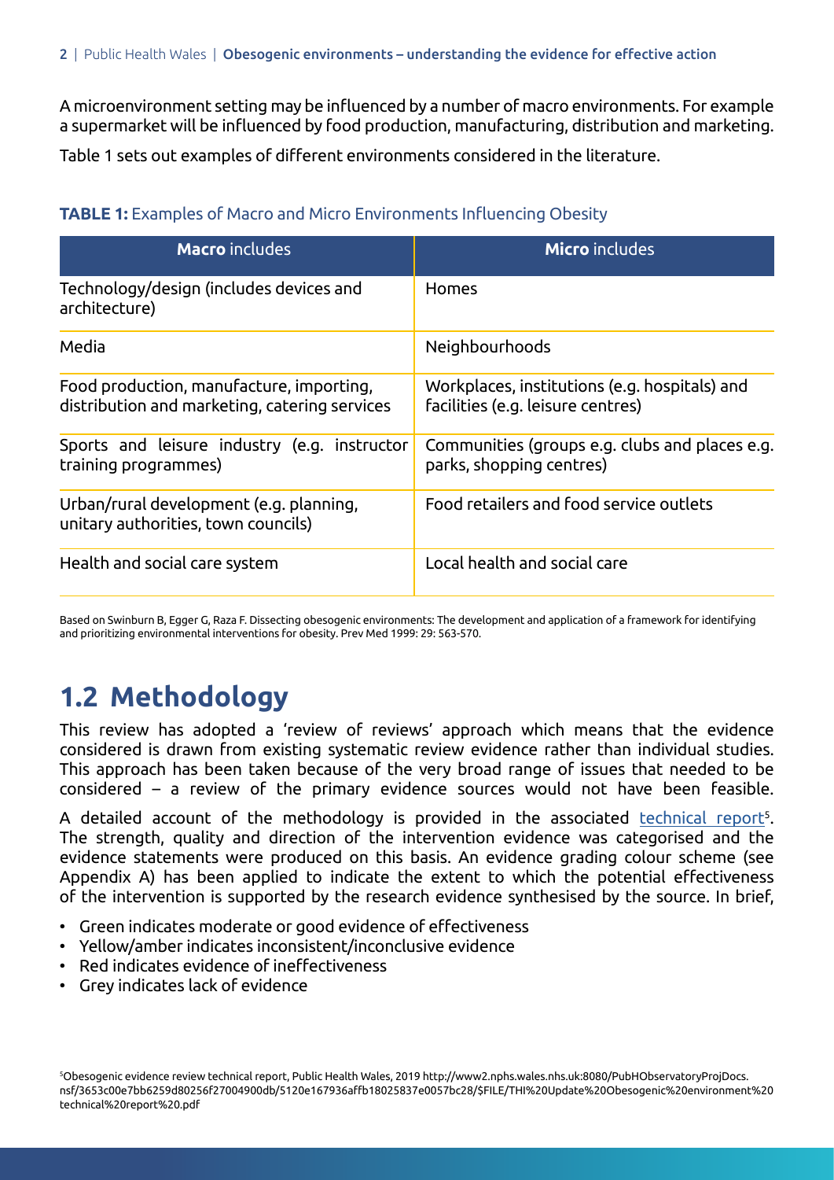A microenvironment setting may be influenced by a number of macro environments. For example a supermarket will be influenced by food production, manufacturing, distribution and marketing.

Table 1 sets out examples of different environments considered in the literature.

**TABLE 1:** Examples of Macro and Micro Environments Influencing Obesity

| **Macro** includes | **Micro** includes |
|---|---|
| Technology/design (includes devices and architecture) | Homes |
| Media | Neighbourhoods |
| Food production, manufacture, importing, distribution and marketing, catering services | Workplaces, institutions (e.g. hospitals) and facilities (e.g. leisure centres) |
| Sports and leisure industry (e.g. instructor training programmes) | Communities (groups e.g. clubs and places e.g. parks, shopping centres) |
| Urban/rural development (e.g. planning, unitary authorities, town councils) | Food retailers and food service outlets |
| Health and social care system | Local health and social care |

Based on Swinburn B, Egger G, Raza F. Dissecting obesogenic environments: The development and application of a framework for identifying and prioritizing environmental interventions for obesity. Prev Med 1999: 29: 563-570.

## 1.2 Methodology

This review has adopted a 'review of reviews' approach which means that the evidence considered is drawn from existing systematic review evidence rather than individual studies. This approach has been taken because of the very broad range of issues that needed to be considered – a review of the primary evidence sources would not have been feasible.

A detailed account of the methodology is provided in the associated technical report[5]. The strength, quality and direction of the intervention evidence was categorised and the evidence statements were produced on this basis. An evidence grading colour scheme (see Appendix A) has been applied to indicate the extent to which the potential effectiveness of the intervention is supported by the research evidence synthesised by the source. In brief,

- Green indicates moderate or good evidence of effectiveness
- Yellow/amber indicates inconsistent/inconclusive evidence
- Red indicates evidence of ineffectiveness
- Grey indicates lack of evidence

[5]Obesogenic evidence review technical report, Public Health Wales, 2019 http://www2.nphs.wales.nhs.uk:8080/PubHObservatoryProjDocs.nsf/3653c00e7bb6259d80256f27004900db/5120e167936affb18025837e0057bc28/$FILE/THI%20Update%20Obesogenic%20environment%20technical%20report%20.pdf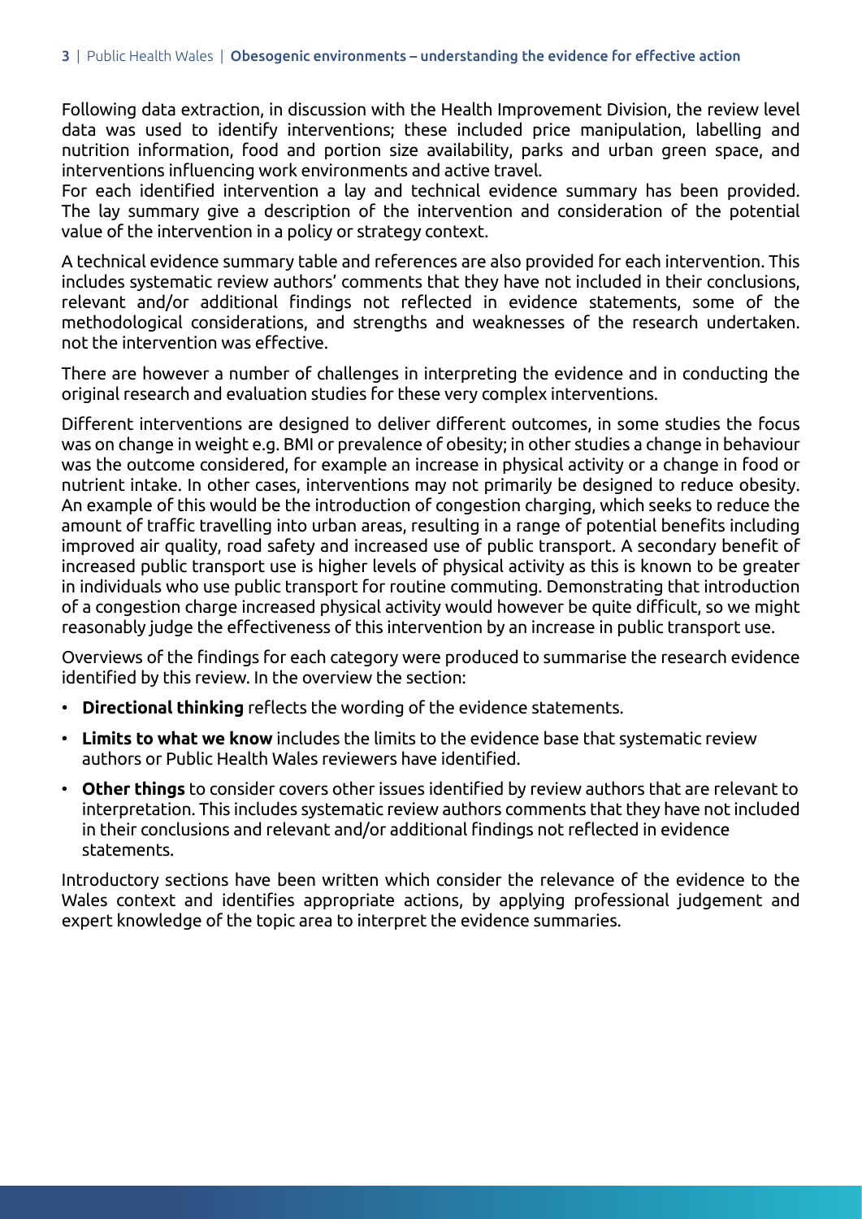Following data extraction, in discussion with the Health Improvement Division, the review level data was used to identify interventions; these included price manipulation, labelling and nutrition information, food and portion size availability, parks and urban green space, and interventions influencing work environments and active travel.
For each identified intervention a lay and technical evidence summary has been provided. The lay summary give a description of the intervention and consideration of the potential value of the intervention in a policy or strategy context.

A technical evidence summary table and references are also provided for each intervention. This includes systematic review authors' comments that they have not included in their conclusions, relevant and/or additional findings not reflected in evidence statements, some of the methodological considerations, and strengths and weaknesses of the research undertaken. not the intervention was effective.

There are however a number of challenges in interpreting the evidence and in conducting the original research and evaluation studies for these very complex interventions.

Different interventions are designed to deliver different outcomes, in some studies the focus was on change in weight e.g. BMI or prevalence of obesity; in other studies a change in behaviour was the outcome considered, for example an increase in physical activity or a change in food or nutrient intake. In other cases, interventions may not primarily be designed to reduce obesity. An example of this would be the introduction of congestion charging, which seeks to reduce the amount of traffic travelling into urban areas, resulting in a range of potential benefits including improved air quality, road safety and increased use of public transport. A secondary benefit of increased public transport use is higher levels of physical activity as this is known to be greater in individuals who use public transport for routine commuting. Demonstrating that introduction of a congestion charge increased physical activity would however be quite difficult, so we might reasonably judge the effectiveness of this intervention by an increase in public transport use.

Overviews of the findings for each category were produced to summarise the research evidence identified by this review. In the overview the section:

- **Directional thinking** reflects the wording of the evidence statements.
- **Limits to what we know** includes the limits to the evidence base that systematic review authors or Public Health Wales reviewers have identified.
- **Other things** to consider covers other issues identified by review authors that are relevant to interpretation. This includes systematic review authors comments that they have not included in their conclusions and relevant and/or additional findings not reflected in evidence statements.

Introductory sections have been written which consider the relevance of the evidence to the Wales context and identifies appropriate actions, by applying professional judgement and expert knowledge of the topic area to interpret the evidence summaries.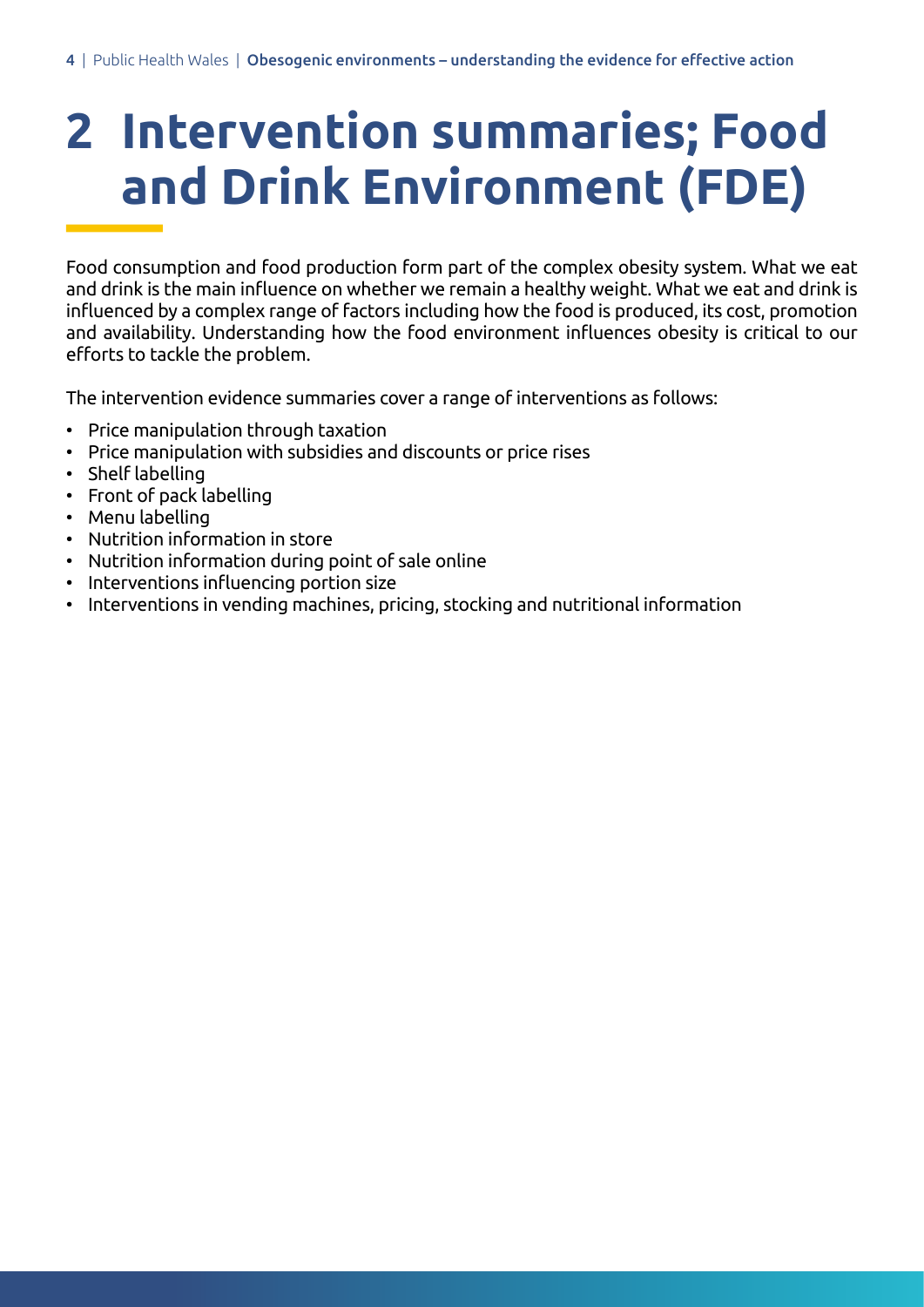# 2 Intervention summaries; Food and Drink Environment (FDE)

Food consumption and food production form part of the complex obesity system. What we eat and drink is the main influence on whether we remain a healthy weight. What we eat and drink is influenced by a complex range of factors including how the food is produced, its cost, promotion and availability. Understanding how the food environment influences obesity is critical to our efforts to tackle the problem.

The intervention evidence summaries cover a range of interventions as follows:

- Price manipulation through taxation
- Price manipulation with subsidies and discounts or price rises
- Shelf labelling
- Front of pack labelling
- Menu labelling
- Nutrition information in store
- Nutrition information during point of sale online
- Interventions influencing portion size
- Interventions in vending machines, pricing, stocking and nutritional information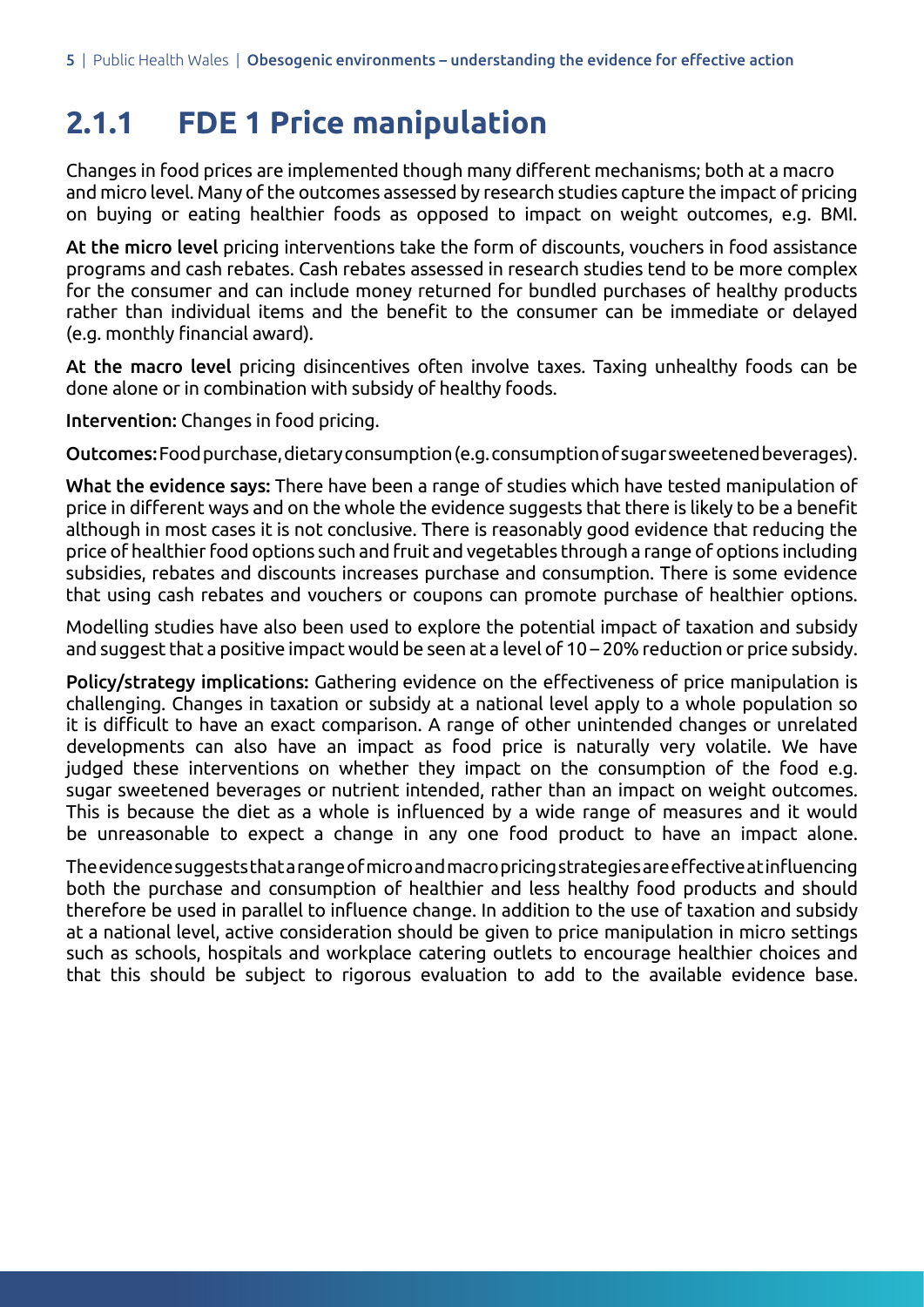## 2.1.1 FDE 1 Price manipulation

Changes in food prices are implemented though many different mechanisms; both at a macro and micro level. Many of the outcomes assessed by research studies capture the impact of pricing on buying or eating healthier foods as opposed to impact on weight outcomes, e.g. BMI.

**At the micro level** pricing interventions take the form of discounts, vouchers in food assistance programs and cash rebates. Cash rebates assessed in research studies tend to be more complex for the consumer and can include money returned for bundled purchases of healthy products rather than individual items and the benefit to the consumer can be immediate or delayed (e.g. monthly financial award).

**At the macro level** pricing disincentives often involve taxes. Taxing unhealthy foods can be done alone or in combination with subsidy of healthy foods.

**Intervention:** Changes in food pricing.

**Outcomes:** Food purchase, dietary consumption (e.g. consumption of sugar sweetened beverages).

**What the evidence says:** There have been a range of studies which have tested manipulation of price in different ways and on the whole the evidence suggests that there is likely to be a benefit although in most cases it is not conclusive. There is reasonably good evidence that reducing the price of healthier food options such and fruit and vegetables through a range of options including subsidies, rebates and discounts increases purchase and consumption. There is some evidence that using cash rebates and vouchers or coupons can promote purchase of healthier options.

Modelling studies have also been used to explore the potential impact of taxation and subsidy and suggest that a positive impact would be seen at a level of 10 – 20% reduction or price subsidy.

**Policy/strategy implications:** Gathering evidence on the effectiveness of price manipulation is challenging. Changes in taxation or subsidy at a national level apply to a whole population so it is difficult to have an exact comparison. A range of other unintended changes or unrelated developments can also have an impact as food price is naturally very volatile. We have judged these interventions on whether they impact on the consumption of the food e.g. sugar sweetened beverages or nutrient intended, rather than an impact on weight outcomes. This is because the diet as a whole is influenced by a wide range of measures and it would be unreasonable to expect a change in any one food product to have an impact alone.

The evidence suggests that a range of micro and macro pricing strategies are effective at influencing both the purchase and consumption of healthier and less healthy food products and should therefore be used in parallel to influence change. In addition to the use of taxation and subsidy at a national level, active consideration should be given to price manipulation in micro settings such as schools, hospitals and workplace catering outlets to encourage healthier choices and that this should be subject to rigorous evaluation to add to the available evidence base.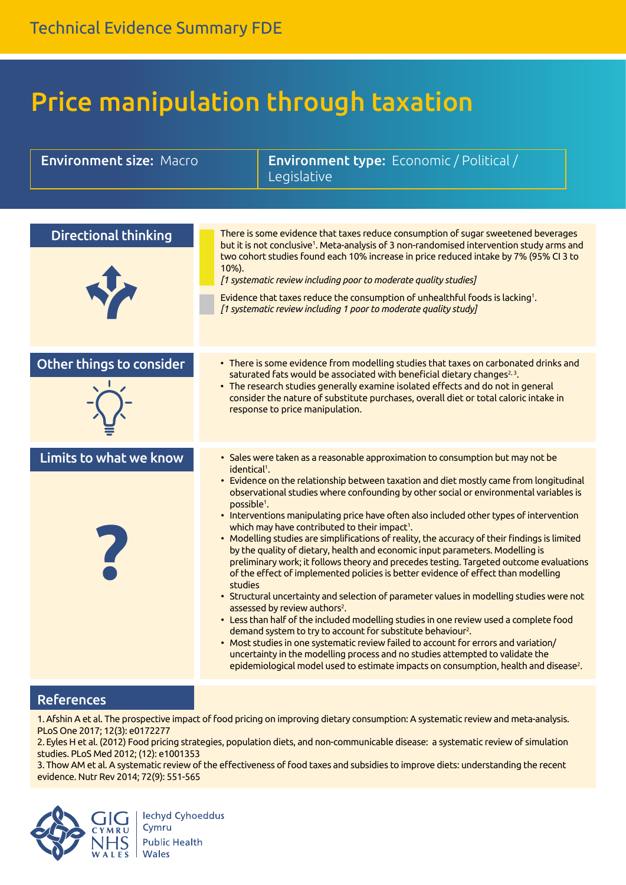Technical Evidence Summary FDE

# Price manipulation through taxation

**Environment size:** Macro

**Environment type:** Economic / Political / Legislative

## Directional thinking

There is some evidence that taxes reduce consumption of sugar sweetened beverages but it is not conclusive[1]. Meta-analysis of 3 non-randomised intervention study arms and two cohort studies found each 10% increase in price reduced intake by 7% (95% CI 3 to 10%).
*[1 systematic review including poor to moderate quality studies]*

Evidence that taxes reduce the consumption of unhealthful foods is lacking[1].
*[1 systematic review including 1 poor to moderate quality study]*

## Other things to consider

- There is some evidence from modelling studies that taxes on carbonated drinks and saturated fats would be associated with beneficial dietary changes[2,3].
- The research studies generally examine isolated effects and do not in general consider the nature of substitute purchases, overall diet or total caloric intake in response to price manipulation.

## Limits to what we know

- Sales were taken as a reasonable approximation to consumption but may not be identical[1].
- Evidence on the relationship between taxation and diet mostly came from longitudinal observational studies where confounding by other social or environmental variables is possible[1].
- Interventions manipulating price have often also included other types of intervention which may have contributed to their impact[1].
- Modelling studies are simplifications of reality, the accuracy of their findings is limited by the quality of dietary, health and economic input parameters. Modelling is preliminary work; it follows theory and precedes testing. Targeted outcome evaluations of the effect of implemented policies is better evidence of effect than modelling studies
- Structural uncertainty and selection of parameter values in modelling studies were not assessed by review authors[2].
- Less than half of the included modelling studies in one review used a complete food demand system to try to account for substitute behaviour[2].
- Most studies in one systematic review failed to account for errors and variation/ uncertainty in the modelling process and no studies attempted to validate the epidemiological model used to estimate impacts on consumption, health and disease[2].

## References

1. Afshin A et al. The prospective impact of food pricing on improving dietary consumption: A systematic review and meta-analysis. PLoS One 2017; 12(3): e0172277
2. Eyles H et al. (2012) Food pricing strategies, population diets, and non-communicable disease: a systematic review of simulation studies. PLoS Med 2012; (12): e1001353
3. Thow AM et al. A systematic review of the effectiveness of food taxes and subsidies to improve diets: understanding the recent evidence. Nutr Rev 2014; 72(9): 551-565

GIG CYMRU NHS WALES | Iechyd Cyhoeddus Cymru Public Health Wales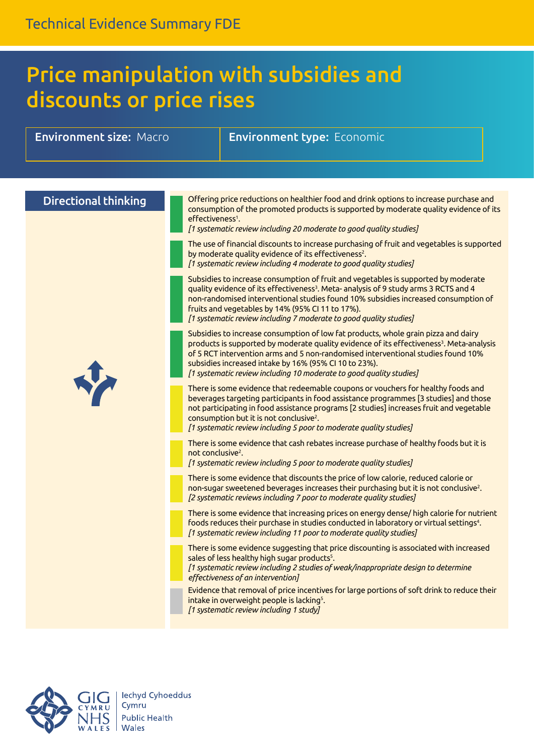Technical Evidence Summary FDE

# Price manipulation with subsidies and discounts or price rises

**Environment size:** Macro

**Environment type:** Economic

## Directional thinking

Offering price reductions on healthier food and drink options to increase purchase and consumption of the promoted products is supported by moderate quality evidence of its effectiveness[1].
*[1 systematic review including 20 moderate to good quality studies]*

The use of financial discounts to increase purchasing of fruit and vegetables is supported by moderate quality evidence of its effectiveness[2].
*[1 systematic review including 4 moderate to good quality studies]*

Subsidies to increase consumption of fruit and vegetables is supported by moderate quality evidence of its effectiveness[3]. Meta- analysis of 9 study arms 3 RCTS and 4 non-randomised interventional studies found 10% subsidies increased consumption of fruits and vegetables by 14% (95% CI 11 to 17%).
*[1 systematic review including 7 moderate to good quality studies]*

Subsidies to increase consumption of low fat products, whole grain pizza and dairy products is supported by moderate quality evidence of its effectiveness[3]. Meta-analysis of 5 RCT intervention arms and 5 non-randomised interventional studies found 10% subsidies increased intake by 16% (95% CI 10 to 23%).
*[1 systematic review including 10 moderate to good quality studies]*

There is some evidence that redeemable coupons or vouchers for healthy foods and beverages targeting participants in food assistance programmes [3 studies] and those not participating in food assistance programs [2 studies] increases fruit and vegetable consumption but it is not conclusive[2].
*[1 systematic review including 5 poor to moderate quality studies]*

There is some evidence that cash rebates increase purchase of healthy foods but it is not conclusive[2].
*[1 systematic review including 5 poor to moderate quality studies]*

There is some evidence that discounts the price of low calorie, reduced calorie or non-sugar sweetened beverages increases their purchasing but it is not conclusive[2].
*[2 systematic reviews including 7 poor to moderate quality studies]*

There is some evidence that increasing prices on energy dense/ high calorie for nutrient foods reduces their purchase in studies conducted in laboratory or virtual settings[4].
*[1 systematic review including 11 poor to moderate quality studies]*

There is some evidence suggesting that price discounting is associated with increased sales of less healthy high sugar products[5].
*[1 systematic review including 2 studies of weak/inappropriate design to determine effectiveness of an intervention]*

Evidence that removal of price incentives for large portions of soft drink to reduce their intake in overweight people is lacking[5].
*[1 systematic review including 1 study]*

GIG CYMRU NHS WALES | Iechyd Cyhoeddus Cymru Public Health Wales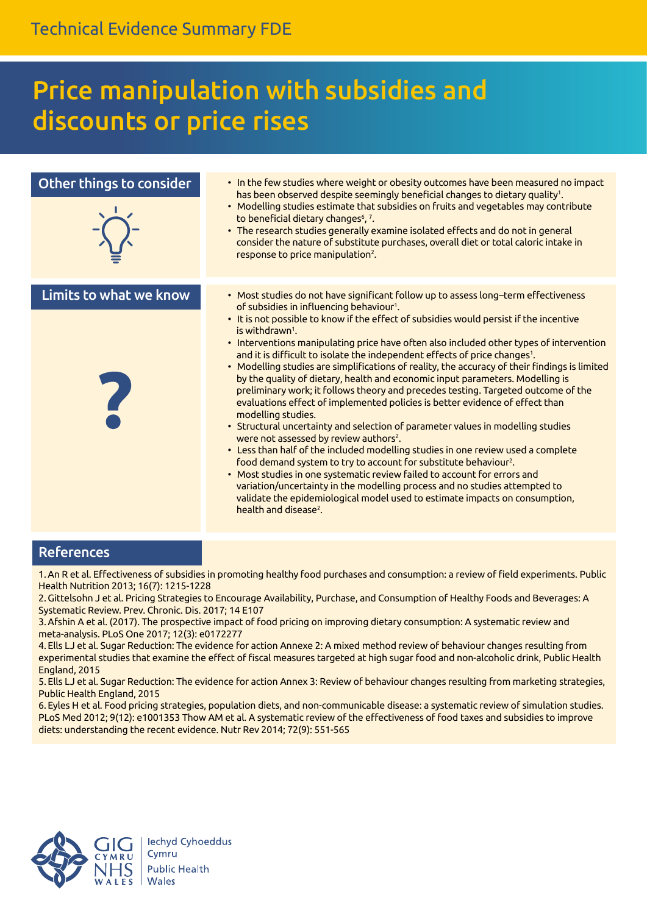# Price manipulation with subsidies and discounts or price rises

## Other things to consider

- In the few studies where weight or obesity outcomes have been measured no impact has been observed despite seemingly beneficial changes to dietary quality[1].
- Modelling studies estimate that subsidies on fruits and vegetables may contribute to beneficial dietary changes[6], [7].
- The research studies generally examine isolated effects and do not in general consider the nature of substitute purchases, overall diet or total caloric intake in response to price manipulation[2].

## Limits to what we know

- Most studies do not have significant follow up to assess long–term effectiveness of subsidies in influencing behaviour[1].
- It is not possible to know if the effect of subsidies would persist if the incentive is withdrawn[1].
- Interventions manipulating price have often also included other types of intervention and it is difficult to isolate the independent effects of price changes[1].
- Modelling studies are simplifications of reality, the accuracy of their findings is limited by the quality of dietary, health and economic input parameters. Modelling is preliminary work; it follows theory and precedes testing. Targeted outcome of the evaluations effect of implemented policies is better evidence of effect than modelling studies.
- Structural uncertainty and selection of parameter values in modelling studies were not assessed by review authors[2].
- Less than half of the included modelling studies in one review used a complete food demand system to try to account for substitute behaviour[2].
- Most studies in one systematic review failed to account for errors and variation/uncertainty in the modelling process and no studies attempted to validate the epidemiological model used to estimate impacts on consumption, health and disease[2].

## References

1. An R et al. Effectiveness of subsidies in promoting healthy food purchases and consumption: a review of field experiments. Public Health Nutrition 2013; 16(7): 1215-1228
2. Gittelsohn J et al. Pricing Strategies to Encourage Availability, Purchase, and Consumption of Healthy Foods and Beverages: A Systematic Review. Prev. Chronic. Dis. 2017; 14 E107
3. Afshin A et al. (2017). The prospective impact of food pricing on improving dietary consumption: A systematic review and meta-analysis. PLoS One 2017; 12(3): e0172277
4. Ells LJ et al. Sugar Reduction: The evidence for action Annexe 2: A mixed method review of behaviour changes resulting from experimental studies that examine the effect of fiscal measures targeted at high sugar food and non-alcoholic drink, Public Health England, 2015
5. Ells LJ et al. Sugar Reduction: The evidence for action Annex 3: Review of behaviour changes resulting from marketing strategies, Public Health England, 2015
6. Eyles H et al. Food pricing strategies, population diets, and non-communicable disease: a systematic review of simulation studies. PLoS Med 2012; 9(12): e1001353 Thow AM et al. A systematic review of the effectiveness of food taxes and subsidies to improve diets: understanding the recent evidence. Nutr Rev 2014; 72(9): 551-565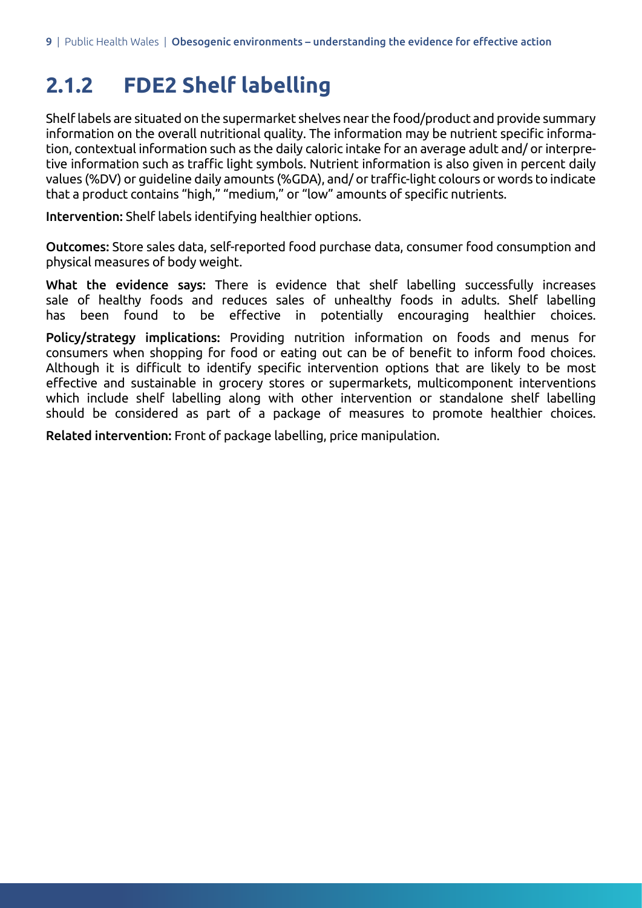### 2.1.2 FDE2 Shelf labelling

Shelf labels are situated on the supermarket shelves near the food/product and provide summary information on the overall nutritional quality. The information may be nutrient specific information, contextual information such as the daily caloric intake for an average adult and/ or interpretive information such as traffic light symbols. Nutrient information is also given in percent daily values (%DV) or guideline daily amounts (%GDA), and/ or traffic-light colours or words to indicate that a product contains "high," "medium," or "low" amounts of specific nutrients.

**Intervention:** Shelf labels identifying healthier options.

**Outcomes:** Store sales data, self-reported food purchase data, consumer food consumption and physical measures of body weight.

**What the evidence says:** There is evidence that shelf labelling successfully increases sale of healthy foods and reduces sales of unhealthy foods in adults. Shelf labelling has been found to be effective in potentially encouraging healthier choices.

**Policy/strategy implications:** Providing nutrition information on foods and menus for consumers when shopping for food or eating out can be of benefit to inform food choices. Although it is difficult to identify specific intervention options that are likely to be most effective and sustainable in grocery stores or supermarkets, multicomponent interventions which include shelf labelling along with other intervention or standalone shelf labelling should be considered as part of a package of measures to promote healthier choices.

**Related intervention:** Front of package labelling, price manipulation.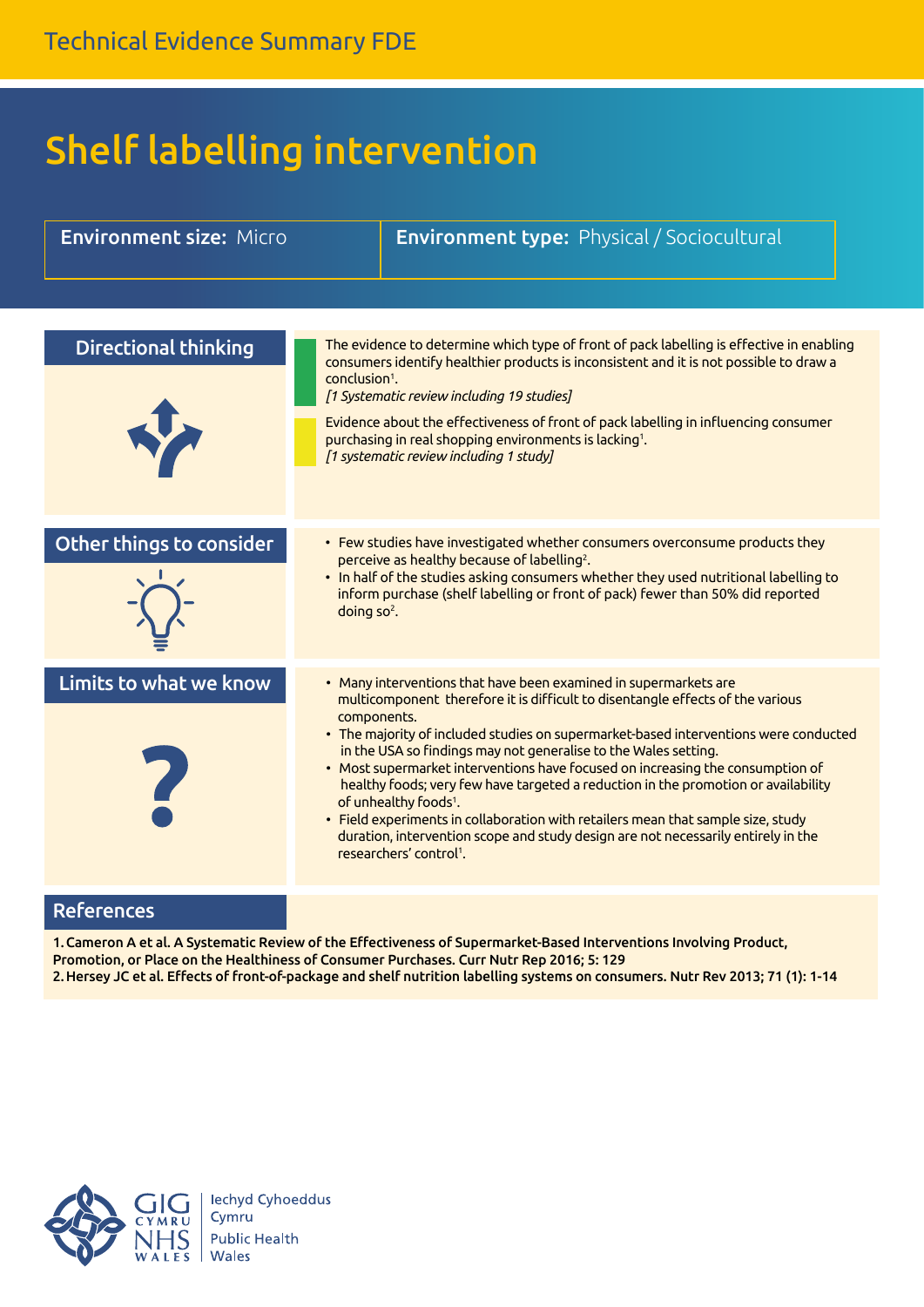Technical Evidence Summary FDE

# Shelf labelling intervention

**Environment size:** Micro

**Environment type:** Physical / Sociocultural

## Directional thinking

The evidence to determine which type of front of pack labelling is effective in enabling consumers identify healthier products is inconsistent and it is not possible to draw a conclusion[1].
*[1 Systematic review including 19 studies]*

Evidence about the effectiveness of front of pack labelling in influencing consumer purchasing in real shopping environments is lacking[1].
*[1 systematic review including 1 study]*

## Other things to consider

- Few studies have investigated whether consumers overconsume products they perceive as healthy because of labelling[2].
- In half of the studies asking consumers whether they used nutritional labelling to inform purchase (shelf labelling or front of pack) fewer than 50% did reported doing so[2].

## Limits to what we know

- Many interventions that have been examined in supermarkets are multicomponent therefore it is difficult to disentangle effects of the various components.
- The majority of included studies on supermarket-based interventions were conducted in the USA so findings may not generalise to the Wales setting.
- Most supermarket interventions have focused on increasing the consumption of healthy foods; very few have targeted a reduction in the promotion or availability of unhealthy foods[1].
- Field experiments in collaboration with retailers mean that sample size, study duration, intervention scope and study design are not necessarily entirely in the researchers' control[1].

## References

1. Cameron A et al. A Systematic Review of the Effectiveness of Supermarket-Based Interventions Involving Product, Promotion, or Place on the Healthiness of Consumer Purchases. Curr Nutr Rep 2016; 5: 129
2. Hersey JC et al. Effects of front-of-package and shelf nutrition labelling systems on consumers. Nutr Rev 2013; 71 (1): 1-14

GIG CYMRU NHS WALES | Iechyd Cyhoeddus Cymru | Public Health Wales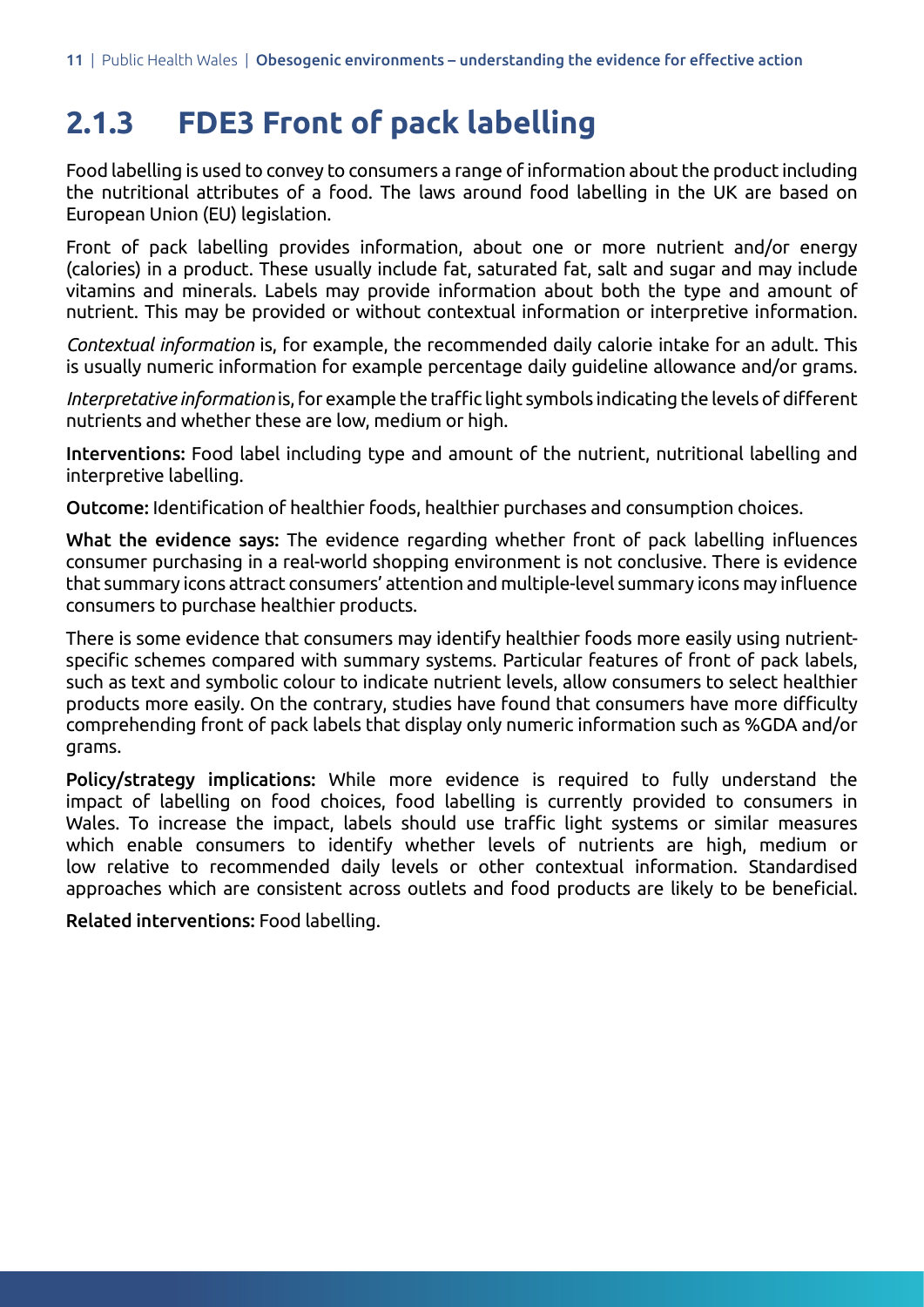## 2.1.3 FDE3 Front of pack labelling

Food labelling is used to convey to consumers a range of information about the product including the nutritional attributes of a food. The laws around food labelling in the UK are based on European Union (EU) legislation.

Front of pack labelling provides information, about one or more nutrient and/or energy (calories) in a product. These usually include fat, saturated fat, salt and sugar and may include vitamins and minerals. Labels may provide information about both the type and amount of nutrient. This may be provided or without contextual information or interpretive information.

*Contextual information* is, for example, the recommended daily calorie intake for an adult. This is usually numeric information for example percentage daily guideline allowance and/or grams.

*Interpretative information* is, for example the traffic light symbols indicating the levels of different nutrients and whether these are low, medium or high.

**Interventions:** Food label including type and amount of the nutrient, nutritional labelling and interpretive labelling.

**Outcome:** Identification of healthier foods, healthier purchases and consumption choices.

**What the evidence says:** The evidence regarding whether front of pack labelling influences consumer purchasing in a real-world shopping environment is not conclusive. There is evidence that summary icons attract consumers' attention and multiple-level summary icons may influence consumers to purchase healthier products.

There is some evidence that consumers may identify healthier foods more easily using nutrient-specific schemes compared with summary systems. Particular features of front of pack labels, such as text and symbolic colour to indicate nutrient levels, allow consumers to select healthier products more easily. On the contrary, studies have found that consumers have more difficulty comprehending front of pack labels that display only numeric information such as %GDA and/or grams.

**Policy/strategy implications:** While more evidence is required to fully understand the impact of labelling on food choices, food labelling is currently provided to consumers in Wales. To increase the impact, labels should use traffic light systems or similar measures which enable consumers to identify whether levels of nutrients are high, medium or low relative to recommended daily levels or other contextual information. Standardised approaches which are consistent across outlets and food products are likely to be beneficial.

**Related interventions:** Food labelling.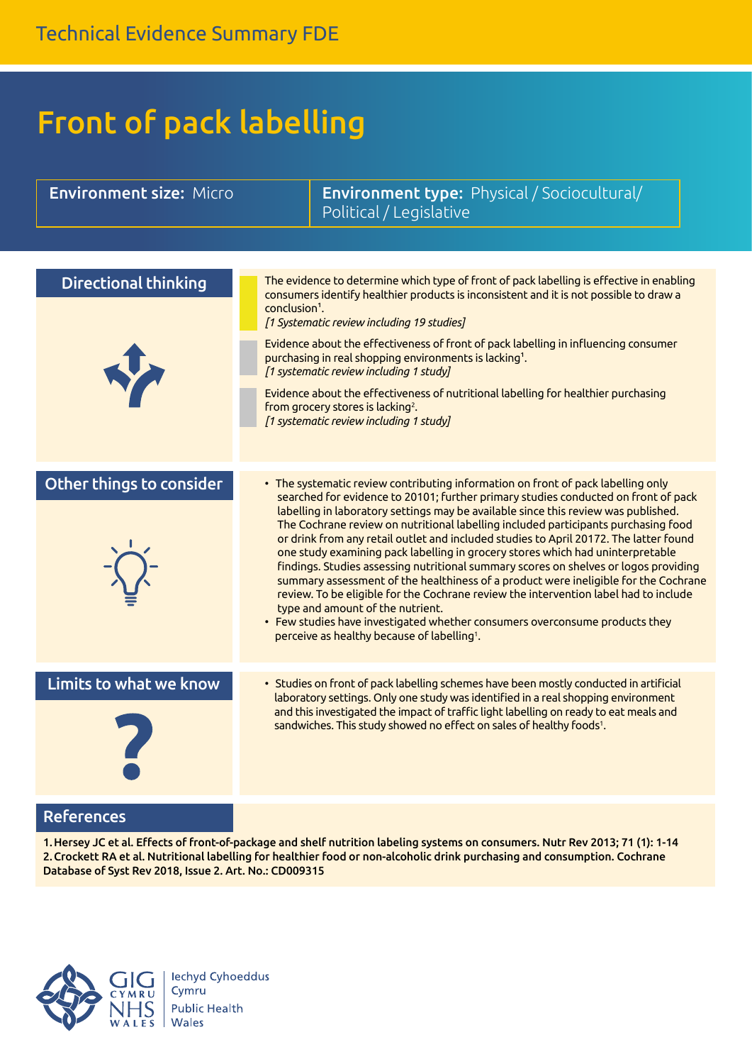Technical Evidence Summary FDE

# Front of pack labelling

| **Environment size:** Micro | **Environment type:** Physical / Sociocultural/ Political / Legislative |
|---|---|

## Directional thinking

The evidence to determine which type of front of pack labelling is effective in enabling consumers identify healthier products is inconsistent and it is not possible to draw a conclusion[1].
*[1 Systematic review including 19 studies]*

Evidence about the effectiveness of front of pack labelling in influencing consumer purchasing in real shopping environments is lacking[1].
*[1 systematic review including 1 study]*

Evidence about the effectiveness of nutritional labelling for healthier purchasing from grocery stores is lacking[2].
*[1 systematic review including 1 study]*

## Other things to consider

- The systematic review contributing information on front of pack labelling only searched for evidence to 2010[1]; further primary studies conducted on front of pack labelling in laboratory settings may be available since this review was published. The Cochrane review on nutritional labelling included participants purchasing food or drink from any retail outlet and included studies to April 2017[2]. The latter found one study examining pack labelling in grocery stores which had uninterpretable findings. Studies assessing nutritional summary scores on shelves or logos providing summary assessment of the healthiness of a product were ineligible for the Cochrane review. To be eligible for the Cochrane review the intervention label had to include type and amount of the nutrient.
- Few studies have investigated whether consumers overconsume products they perceive as healthy because of labelling[1].

## Limits to what we know

- Studies on front of pack labelling schemes have been mostly conducted in artificial laboratory settings. Only one study was identified in a real shopping environment and this investigated the impact of traffic light labelling on ready to eat meals and sandwiches. This study showed no effect on sales of healthy foods[1].

## References

1. Hersey JC et al. Effects of front-of-package and shelf nutrition labeling systems on consumers. Nutr Rev 2013; 71 (1): 1-14
2. Crockett RA et al. Nutritional labelling for healthier food or non-alcoholic drink purchasing and consumption. Cochrane Database of Syst Rev 2018, Issue 2. Art. No.: CD009315

GIG CYMRU NHS WALES | Iechyd Cyhoeddus Cymru Public Health Wales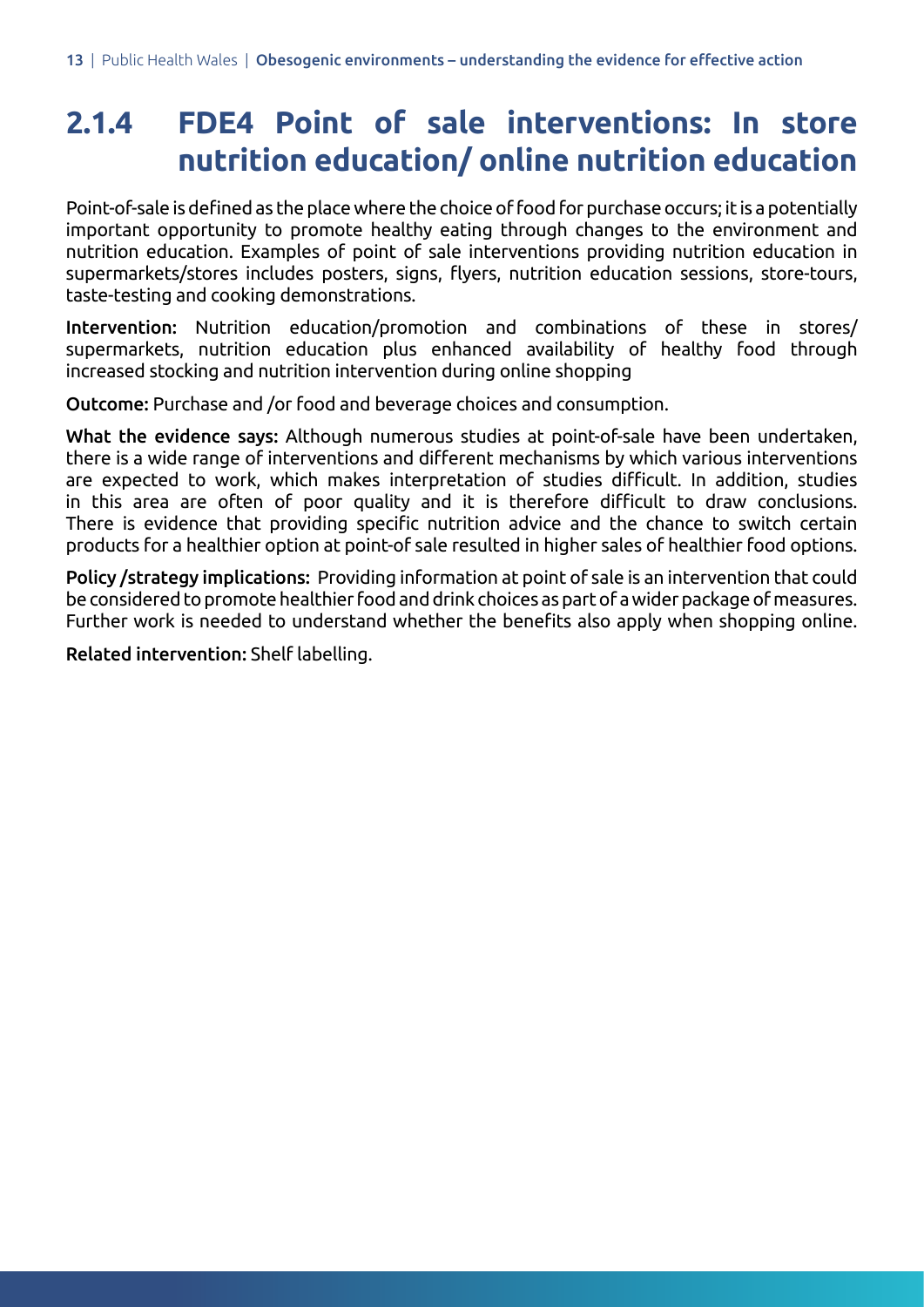### 2.1.4 FDE4 Point of sale interventions: In store nutrition education/ online nutrition education

Point-of-sale is defined as the place where the choice of food for purchase occurs; it is a potentially important opportunity to promote healthy eating through changes to the environment and nutrition education. Examples of point of sale interventions providing nutrition education in supermarkets/stores includes posters, signs, flyers, nutrition education sessions, store-tours, taste-testing and cooking demonstrations.

**Intervention:** Nutrition education/promotion and combinations of these in stores/ supermarkets, nutrition education plus enhanced availability of healthy food through increased stocking and nutrition intervention during online shopping

**Outcome:** Purchase and /or food and beverage choices and consumption.

**What the evidence says:** Although numerous studies at point-of-sale have been undertaken, there is a wide range of interventions and different mechanisms by which various interventions are expected to work, which makes interpretation of studies difficult. In addition, studies in this area are often of poor quality and it is therefore difficult to draw conclusions. There is evidence that providing specific nutrition advice and the chance to switch certain products for a healthier option at point-of sale resulted in higher sales of healthier food options.

**Policy /strategy implications:** Providing information at point of sale is an intervention that could be considered to promote healthier food and drink choices as part of a wider package of measures. Further work is needed to understand whether the benefits also apply when shopping online.

**Related intervention:** Shelf labelling.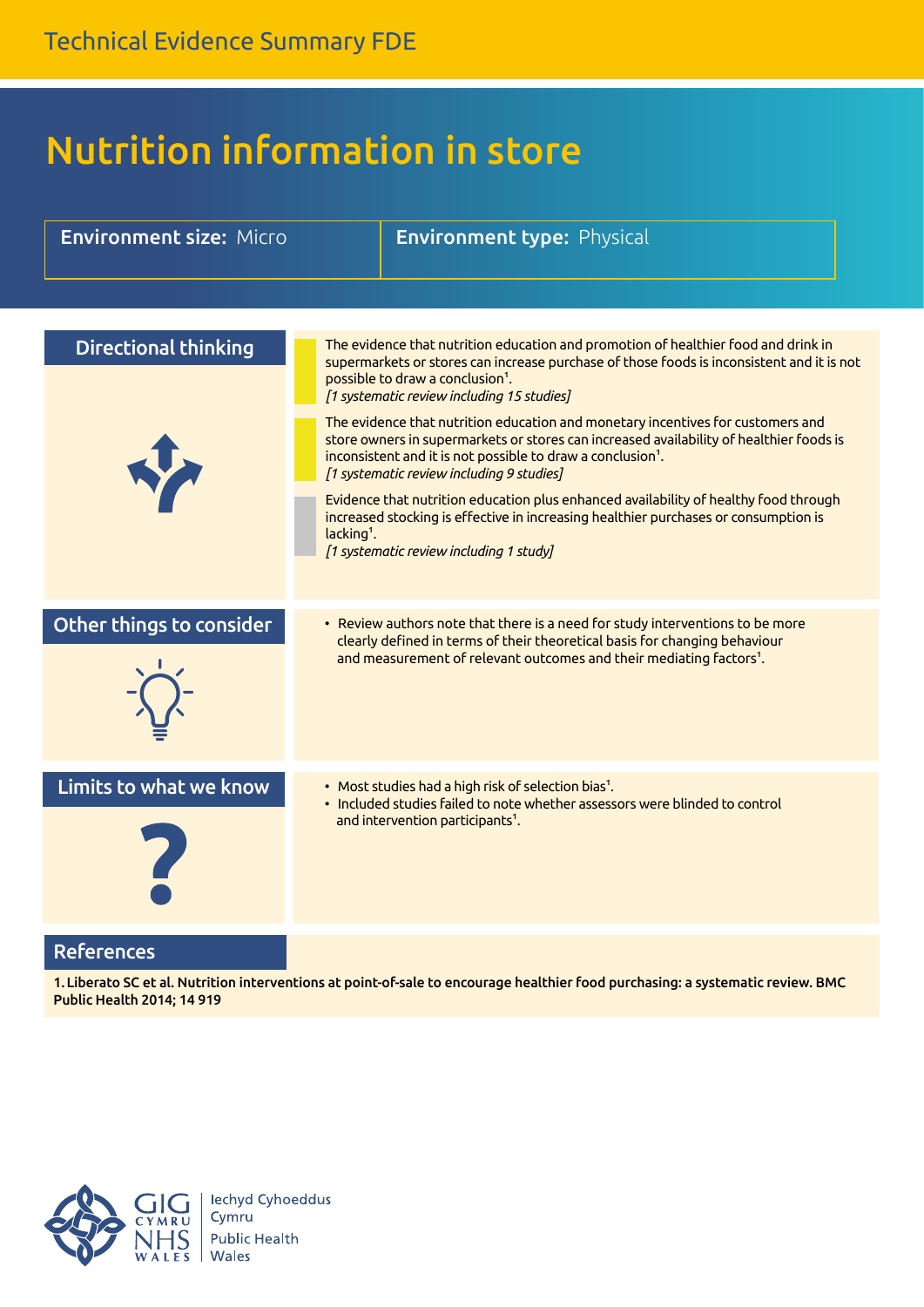Technical Evidence Summary FDE

# Nutrition information in store

**Environment size:** Micro

**Environment type:** Physical

## Directional thinking

The evidence that nutrition education and promotion of healthier food and drink in supermarkets or stores can increase purchase of those foods is inconsistent and it is not possible to draw a conclusion[1].
*[1 systematic review including 15 studies]*

The evidence that nutrition education and monetary incentives for customers and store owners in supermarkets or stores can increased availability of healthier foods is inconsistent and it is not possible to draw a conclusion[1].
*[1 systematic review including 9 studies]*

Evidence that nutrition education plus enhanced availability of healthy food through increased stocking is effective in increasing healthier purchases or consumption is lacking[1].
*[1 systematic review including 1 study]*

## Other things to consider

- Review authors note that there is a need for study interventions to be more clearly defined in terms of their theoretical basis for changing behaviour and measurement of relevant outcomes and their mediating factors[1].

## Limits to what we know

- Most studies had a high risk of selection bias[1].
- Included studies failed to note whether assessors were blinded to control and intervention participants[1].

## References

**1. Liberato SC et al. Nutrition interventions at point-of-sale to encourage healthier food purchasing: a systematic review. BMC Public Health 2014; 14 919**

GIG CYMRU NHS WALES | Iechyd Cyhoeddus Cymru | Public Health Wales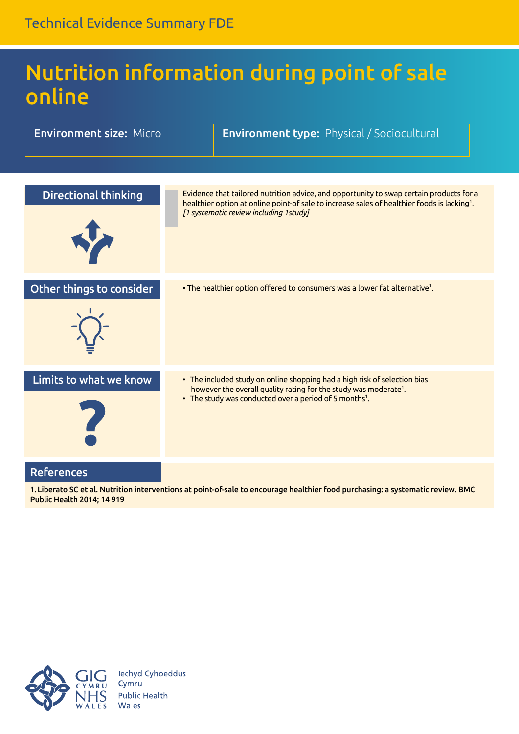# Nutrition information during point of sale online

**Environment size:** Micro

**Environment type:** Physical / Sociocultural

## Directional thinking

Evidence that tailored nutrition advice, and opportunity to swap certain products for a healthier option at online point-of sale to increase sales of healthier foods is lacking[1].
*[1 systematic review including 1study]*

## Other things to consider

- The healthier option offered to consumers was a lower fat alternative[1].

## Limits to what we know

- The included study on online shopping had a high risk of selection bias however the overall quality rating for the study was moderate[1].
- The study was conducted over a period of 5 months[1].

## References

**1. Liberato SC et al. Nutrition interventions at point-of-sale to encourage healthier food purchasing: a systematic review. BMC Public Health 2014; 14 919**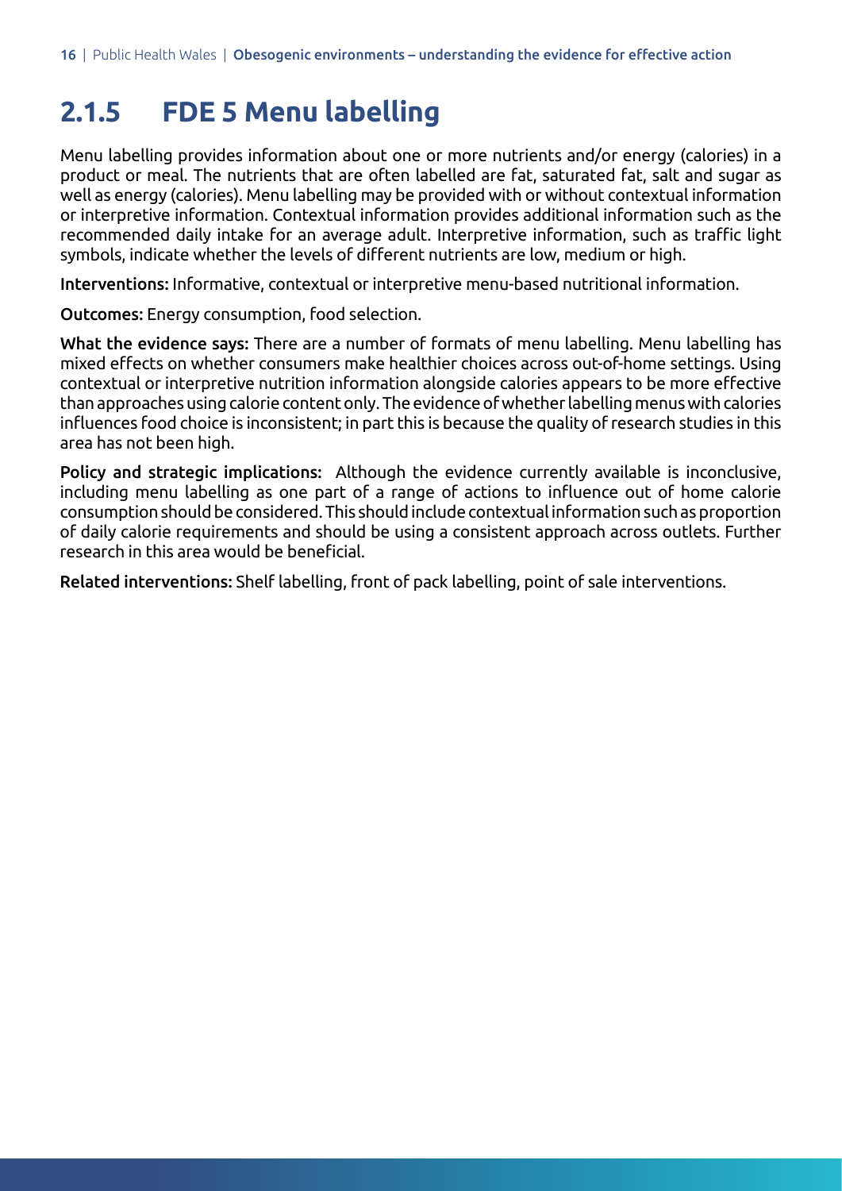### 2.1.5 FDE 5 Menu labelling

Menu labelling provides information about one or more nutrients and/or energy (calories) in a product or meal. The nutrients that are often labelled are fat, saturated fat, salt and sugar as well as energy (calories). Menu labelling may be provided with or without contextual information or interpretive information. Contextual information provides additional information such as the recommended daily intake for an average adult. Interpretive information, such as traffic light symbols, indicate whether the levels of different nutrients are low, medium or high.

**Interventions:** Informative, contextual or interpretive menu-based nutritional information.

**Outcomes:** Energy consumption, food selection.

**What the evidence says:** There are a number of formats of menu labelling. Menu labelling has mixed effects on whether consumers make healthier choices across out-of-home settings. Using contextual or interpretive nutrition information alongside calories appears to be more effective than approaches using calorie content only. The evidence of whether labelling menus with calories influences food choice is inconsistent; in part this is because the quality of research studies in this area has not been high.

**Policy and strategic implications:** Although the evidence currently available is inconclusive, including menu labelling as one part of a range of actions to influence out of home calorie consumption should be considered. This should include contextual information such as proportion of daily calorie requirements and should be using a consistent approach across outlets. Further research in this area would be beneficial.

**Related interventions:** Shelf labelling, front of pack labelling, point of sale interventions.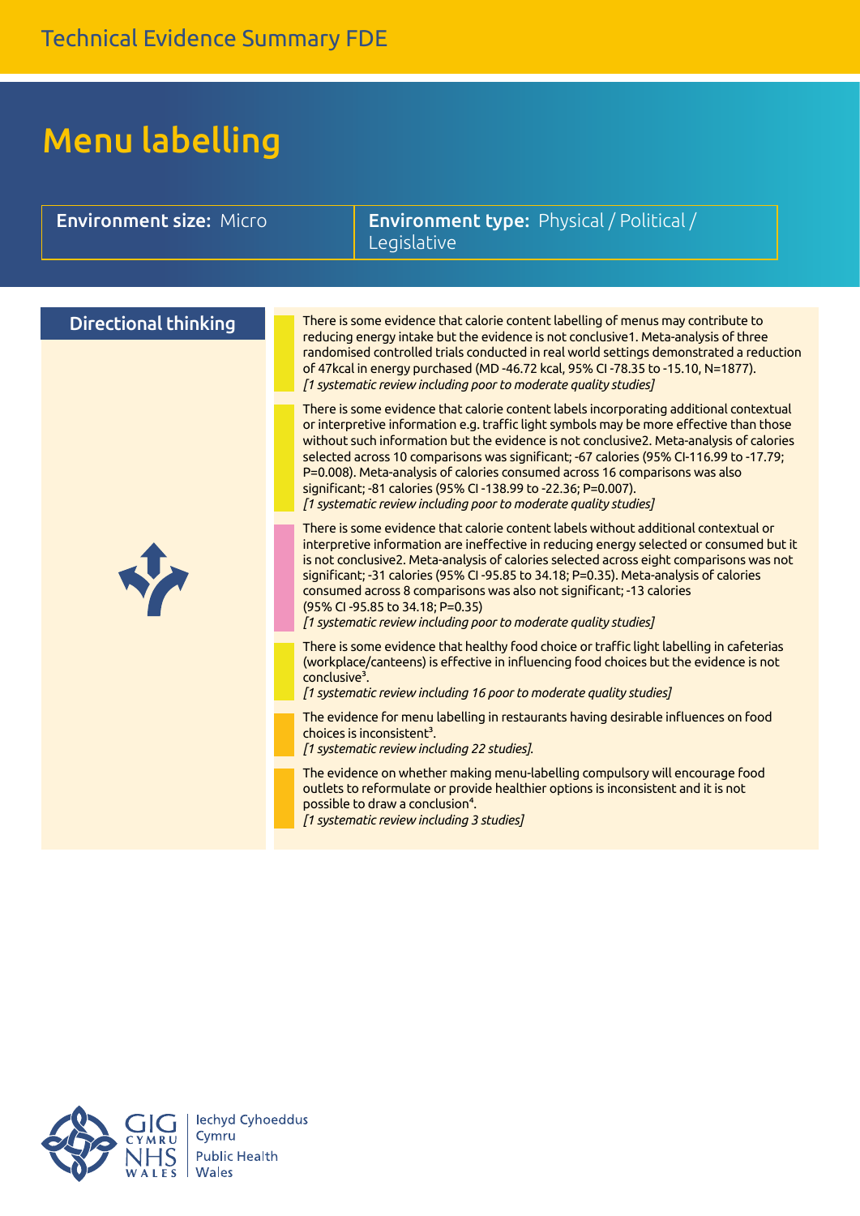# Menu labelling

**Environment size:** Micro

**Environment type:** Physical / Political / Legislative

## Directional thinking

There is some evidence that calorie content labelling of menus may contribute to reducing energy intake but the evidence is not conclusive1. Meta-analysis of three randomised controlled trials conducted in real world settings demonstrated a reduction of 47kcal in energy purchased (MD -46.72 kcal, 95% CI -78.35 to -15.10, N=1877).
*[1 systematic review including poor to moderate quality studies]*

There is some evidence that calorie content labels incorporating additional contextual or interpretive information e.g. traffic light symbols may be more effective than those without such information but the evidence is not conclusive2. Meta-analysis of calories selected across 10 comparisons was significant; -67 calories (95% CI-116.99 to -17.79; P=0.008). Meta-analysis of calories consumed across 16 comparisons was also significant; -81 calories (95% CI -138.99 to -22.36; P=0.007).
*[1 systematic review including poor to moderate quality studies]*

There is some evidence that calorie content labels without additional contextual or interpretive information are ineffective in reducing energy selected or consumed but it is not conclusive2. Meta-analysis of calories selected across eight comparisons was not significant; -31 calories (95% CI -95.85 to 34.18; P=0.35). Meta-analysis of calories consumed across 8 comparisons was also not significant; -13 calories (95% CI -95.85 to 34.18; P=0.35)
*[1 systematic review including poor to moderate quality studies]*

There is some evidence that healthy food choice or traffic light labelling in cafeterias (workplace/canteens) is effective in influencing food choices but the evidence is not conclusive[3].
*[1 systematic review including 16 poor to moderate quality studies]*

The evidence for menu labelling in restaurants having desirable influences on food choices is inconsistent[3].
*[1 systematic review including 22 studies].*

The evidence on whether making menu-labelling compulsory will encourage food outlets to reformulate or provide healthier options is inconsistent and it is not possible to draw a conclusion[4].
*[1 systematic review including 3 studies]*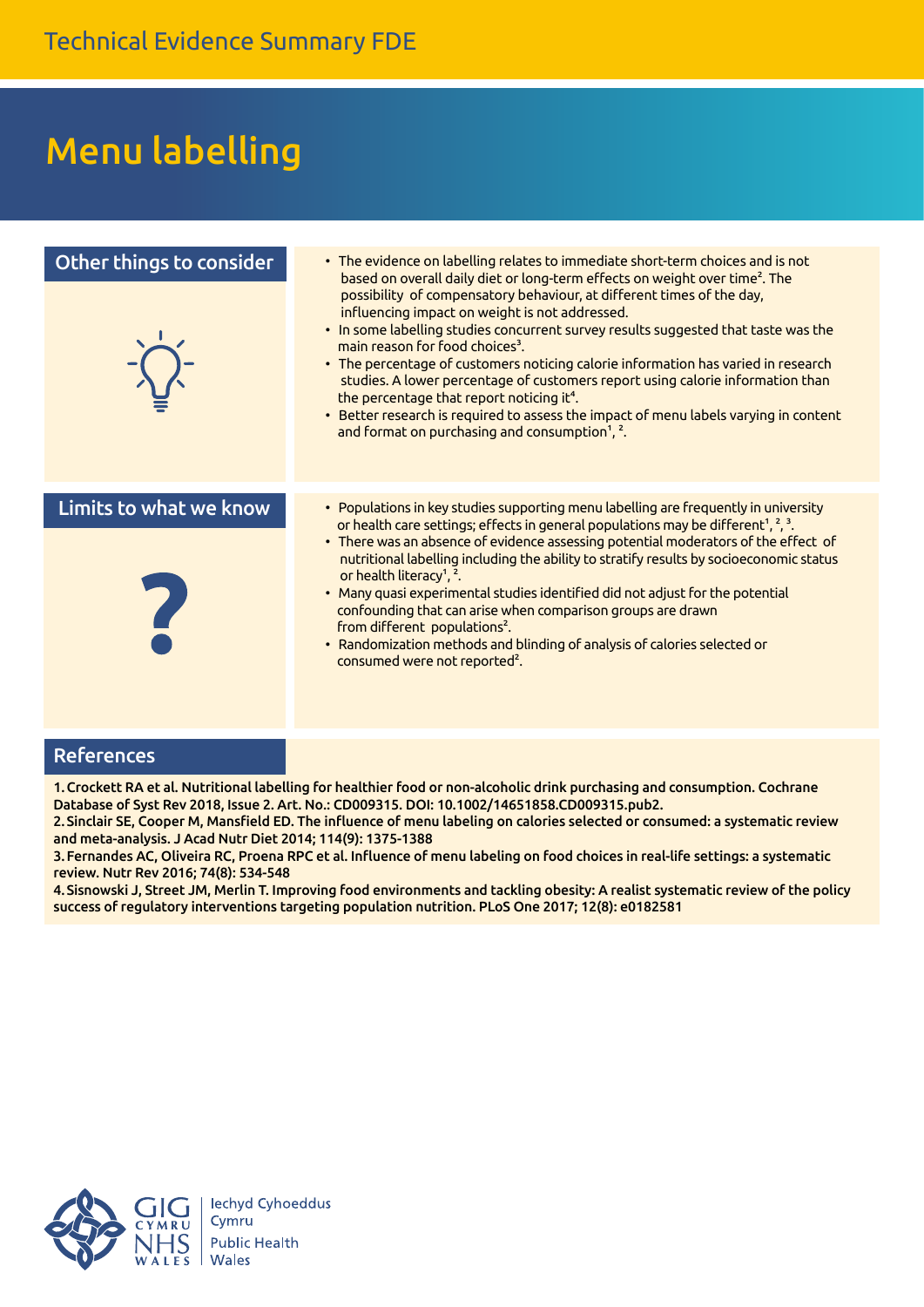Technical Evidence Summary FDE

# Menu labelling

## Other things to consider

- The evidence on labelling relates to immediate short-term choices and is not based on overall daily diet or long-term effects on weight over time[2]. The possibility of compensatory behaviour, at different times of the day, influencing impact on weight is not addressed.
- In some labelling studies concurrent survey results suggested that taste was the main reason for food choices[3].
- The percentage of customers noticing calorie information has varied in research studies. A lower percentage of customers report using calorie information than the percentage that report noticing it[4].
- Better research is required to assess the impact of menu labels varying in content and format on purchasing and consumption[1,2].

## Limits to what we know

- Populations in key studies supporting menu labelling are frequently in university or health care settings; effects in general populations may be different[1,2,3].
- There was an absence of evidence assessing potential moderators of the effect of nutritional labelling including the ability to stratify results by socioeconomic status or health literacy[1,2].
- Many quasi experimental studies identified did not adjust for the potential confounding that can arise when comparison groups are drawn from different populations[2].
- Randomization methods and blinding of analysis of calories selected or consumed were not reported[2].

## References

**1. Crockett RA et al. Nutritional labelling for healthier food or non-alcoholic drink purchasing and consumption. Cochrane Database of Syst Rev 2018, Issue 2. Art. No.: CD009315. DOI: 10.1002/14651858.CD009315.pub2.**

**2. Sinclair SE, Cooper M, Mansfield ED. The influence of menu labeling on calories selected or consumed: a systematic review and meta-analysis. J Acad Nutr Diet 2014; 114(9): 1375-1388**

**3. Fernandes AC, Oliveira RC, Proena RPC et al. Influence of menu labeling on food choices in real-life settings: a systematic review. Nutr Rev 2016; 74(8): 534-548**

**4. Sisnowski J, Street JM, Merlin T. Improving food environments and tackling obesity: A realist systematic review of the policy success of regulatory interventions targeting population nutrition. PLoS One 2017; 12(8): e0182581**

GIG CYMRU NHS WALES | Iechyd Cyhoeddus Cymru Public Health Wales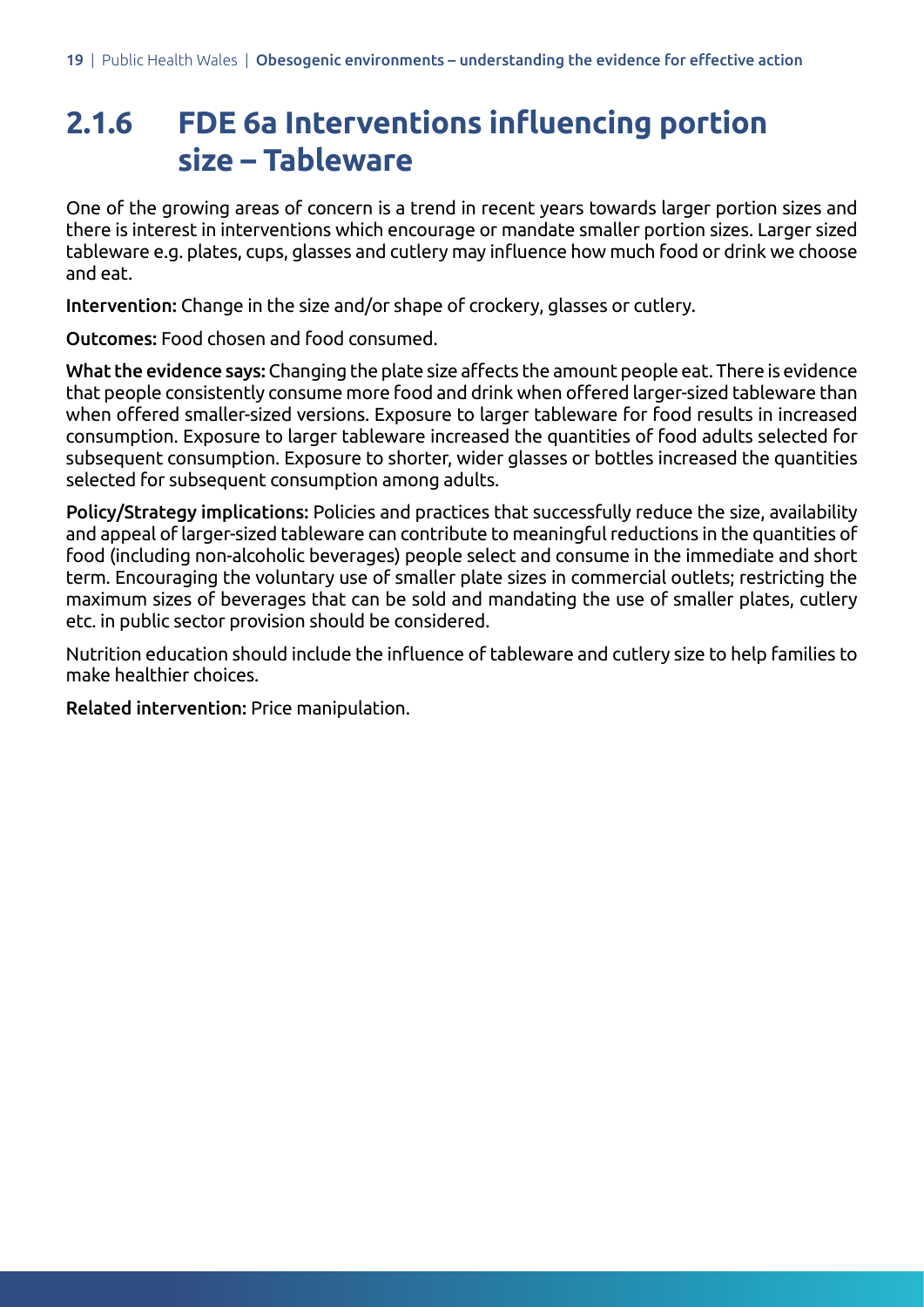## 2.1.6 FDE 6a Interventions influencing portion size – Tableware

One of the growing areas of concern is a trend in recent years towards larger portion sizes and there is interest in interventions which encourage or mandate smaller portion sizes. Larger sized tableware e.g. plates, cups, glasses and cutlery may influence how much food or drink we choose and eat.

**Intervention:** Change in the size and/or shape of crockery, glasses or cutlery.

**Outcomes:** Food chosen and food consumed.

**What the evidence says:** Changing the plate size affects the amount people eat. There is evidence that people consistently consume more food and drink when offered larger-sized tableware than when offered smaller-sized versions. Exposure to larger tableware for food results in increased consumption. Exposure to larger tableware increased the quantities of food adults selected for subsequent consumption. Exposure to shorter, wider glasses or bottles increased the quantities selected for subsequent consumption among adults.

**Policy/Strategy implications:** Policies and practices that successfully reduce the size, availability and appeal of larger-sized tableware can contribute to meaningful reductions in the quantities of food (including non-alcoholic beverages) people select and consume in the immediate and short term. Encouraging the voluntary use of smaller plate sizes in commercial outlets; restricting the maximum sizes of beverages that can be sold and mandating the use of smaller plates, cutlery etc. in public sector provision should be considered.

Nutrition education should include the influence of tableware and cutlery size to help families to make healthier choices.

**Related intervention:** Price manipulation.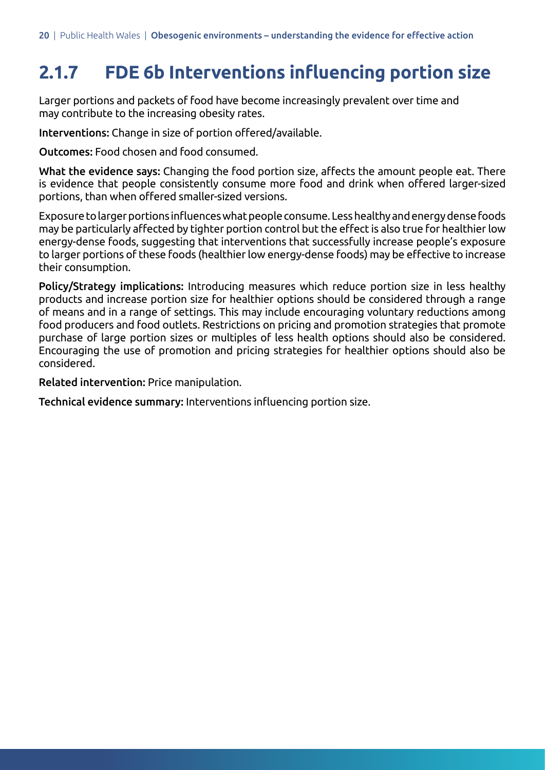## 2.1.7 FDE 6b Interventions influencing portion size

Larger portions and packets of food have become increasingly prevalent over time and may contribute to the increasing obesity rates.

**Interventions:** Change in size of portion offered/available.

**Outcomes:** Food chosen and food consumed.

**What the evidence says:** Changing the food portion size, affects the amount people eat. There is evidence that people consistently consume more food and drink when offered larger-sized portions, than when offered smaller-sized versions.

Exposure to larger portions influences what people consume. Less healthy and energy dense foods may be particularly affected by tighter portion control but the effect is also true for healthier low energy-dense foods, suggesting that interventions that successfully increase people's exposure to larger portions of these foods (healthier low energy-dense foods) may be effective to increase their consumption.

**Policy/Strategy implications:** Introducing measures which reduce portion size in less healthy products and increase portion size for healthier options should be considered through a range of means and in a range of settings. This may include encouraging voluntary reductions among food producers and food outlets. Restrictions on pricing and promotion strategies that promote purchase of large portion sizes or multiples of less health options should also be considered. Encouraging the use of promotion and pricing strategies for healthier options should also be considered.

**Related intervention:** Price manipulation.

**Technical evidence summary:** Interventions influencing portion size.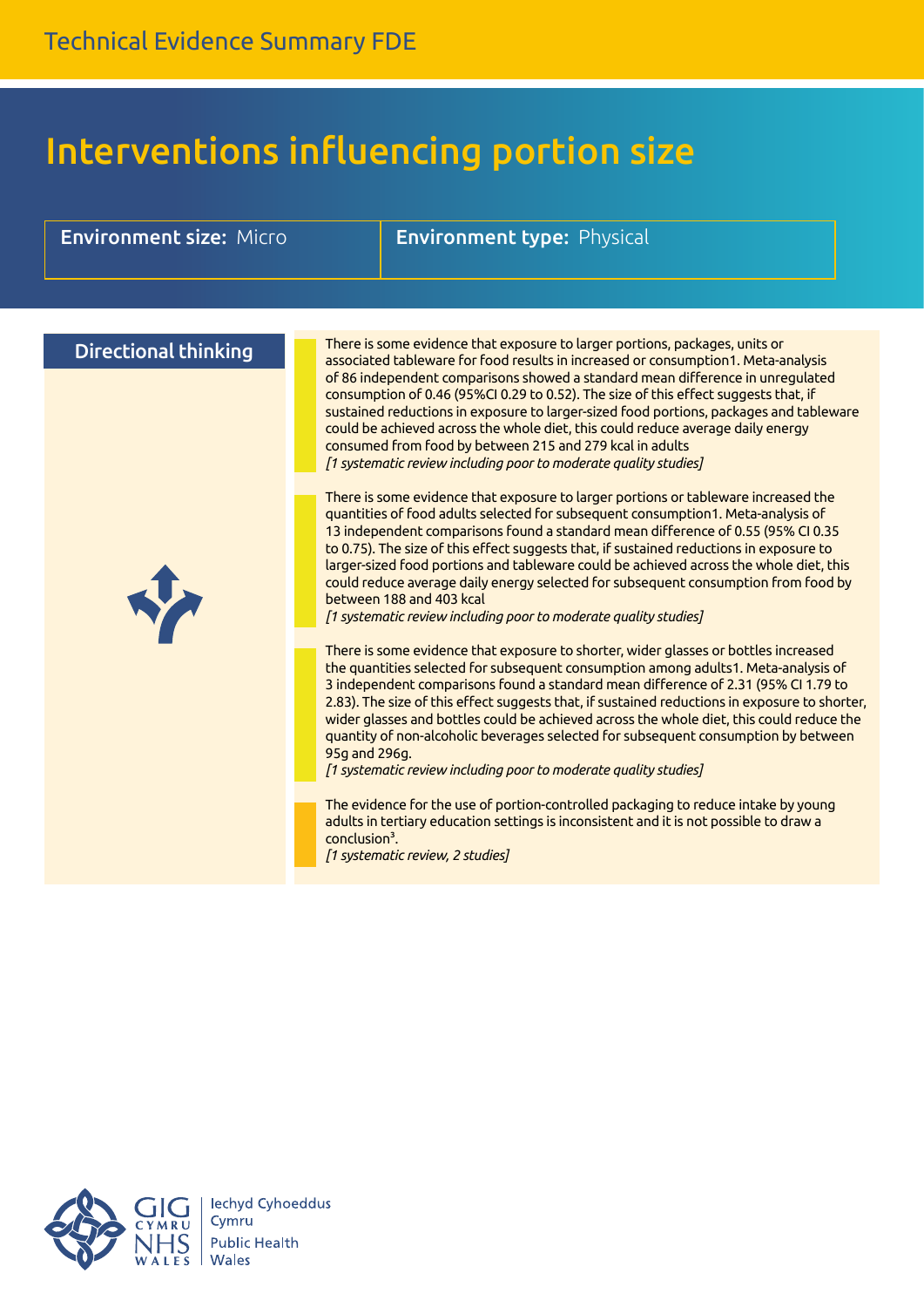# Interventions influencing portion size

**Environment size:** Micro | **Environment type:** Physical

## Directional thinking

There is some evidence that exposure to larger portions, packages, units or associated tableware for food results in increased or consumption1. Meta-analysis of 86 independent comparisons showed a standard mean difference in unregulated consumption of 0.46 (95%CI 0.29 to 0.52). The size of this effect suggests that, if sustained reductions in exposure to larger-sized food portions, packages and tableware could be achieved across the whole diet, this could reduce average daily energy consumed from food by between 215 and 279 kcal in adults
*[1 systematic review including poor to moderate quality studies]*

There is some evidence that exposure to larger portions or tableware increased the quantities of food adults selected for subsequent consumption1. Meta-analysis of 13 independent comparisons found a standard mean difference of 0.55 (95% CI 0.35 to 0.75). The size of this effect suggests that, if sustained reductions in exposure to larger-sized food portions and tableware could be achieved across the whole diet, this could reduce average daily energy selected for subsequent consumption from food by between 188 and 403 kcal
*[1 systematic review including poor to moderate quality studies]*

There is some evidence that exposure to shorter, wider glasses or bottles increased the quantities selected for subsequent consumption among adults1. Meta-analysis of 3 independent comparisons found a standard mean difference of 2.31 (95% CI 1.79 to 2.83). The size of this effect suggests that, if sustained reductions in exposure to shorter, wider glasses and bottles could be achieved across the whole diet, this could reduce the quantity of non-alcoholic beverages selected for subsequent consumption by between 95g and 296g.
*[1 systematic review including poor to moderate quality studies]*

The evidence for the use of portion-controlled packaging to reduce intake by young adults in tertiary education settings is inconsistent and it is not possible to draw a conclusion[3].
*[1 systematic review, 2 studies]*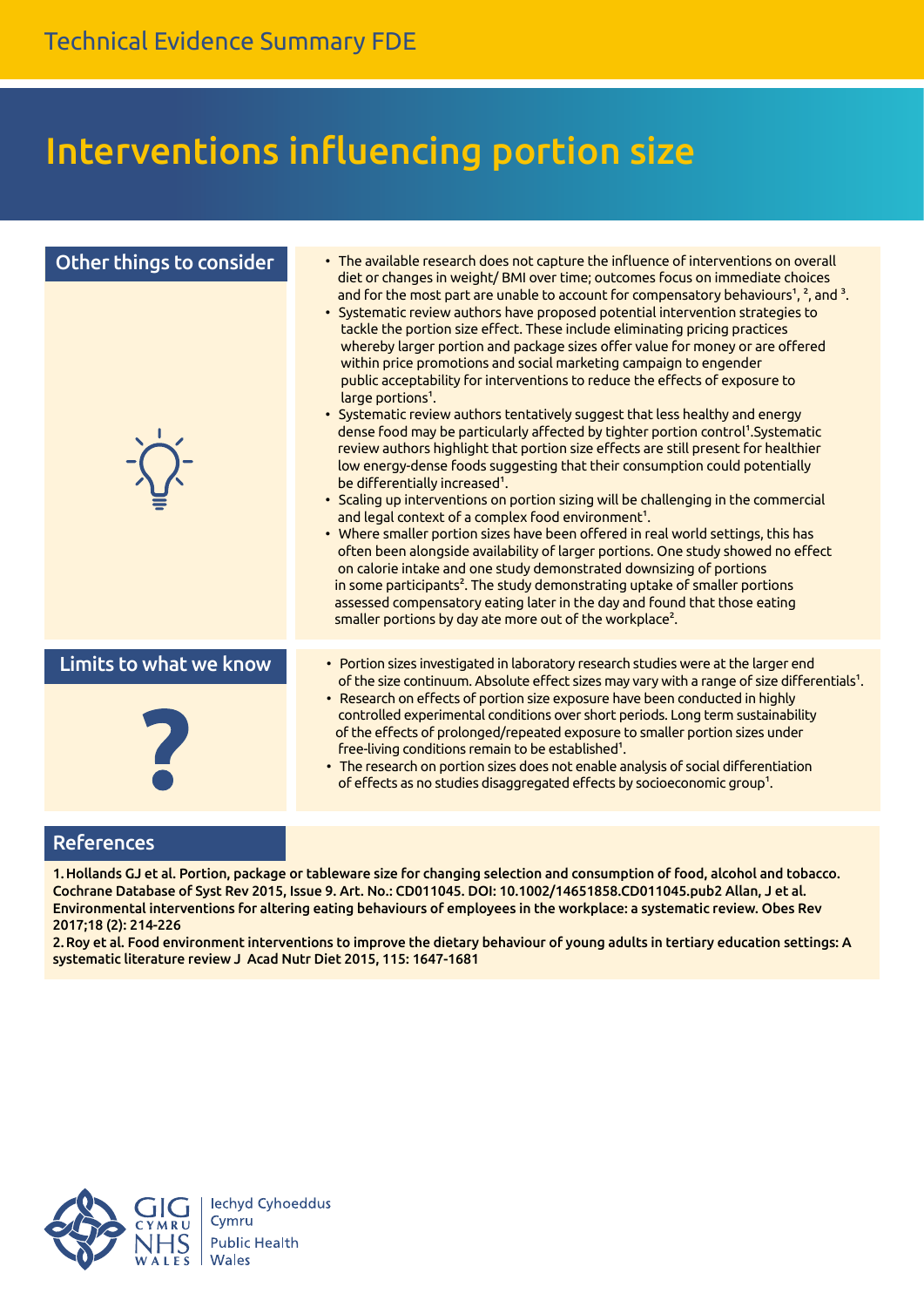# Interventions influencing portion size

## Other things to consider

- The available research does not capture the influence of interventions on overall diet or changes in weight/ BMI over time; outcomes focus on immediate choices and for the most part are unable to account for compensatory behaviours[1], [2], and [3].
- Systematic review authors have proposed potential intervention strategies to tackle the portion size effect. These include eliminating pricing practices whereby larger portion and package sizes offer value for money or are offered within price promotions and social marketing campaign to engender public acceptability for interventions to reduce the effects of exposure to large portions[1].
- Systematic review authors tentatively suggest that less healthy and energy dense food may be particularly affected by tighter portion control[1].Systematic review authors highlight that portion size effects are still present for healthier low energy-dense foods suggesting that their consumption could potentially be differentially increased[1].
- Scaling up interventions on portion sizing will be challenging in the commercial and legal context of a complex food environment[1].
- Where smaller portion sizes have been offered in real world settings, this has often been alongside availability of larger portions. One study showed no effect on calorie intake and one study demonstrated downsizing of portions in some participants[2]. The study demonstrating uptake of smaller portions assessed compensatory eating later in the day and found that those eating smaller portions by day ate more out of the workplace[2].

## Limits to what we know

- Portion sizes investigated in laboratory research studies were at the larger end of the size continuum. Absolute effect sizes may vary with a range of size differentials[1].
- Research on effects of portion size exposure have been conducted in highly controlled experimental conditions over short periods. Long term sustainability of the effects of prolonged/repeated exposure to smaller portion sizes under free-living conditions remain to be established[1].
- The research on portion sizes does not enable analysis of social differentiation of effects as no studies disaggregated effects by socioeconomic group[1].

## References

**1. Hollands GJ et al. Portion, package or tableware size for changing selection and consumption of food, alcohol and tobacco. Cochrane Database of Syst Rev 2015, Issue 9. Art. No.: CD011045. DOI: 10.1002/14651858.CD011045.pub2 Allan, J et al. Environmental interventions for altering eating behaviours of employees in the workplace: a systematic review. Obes Rev 2017;18 (2): 214-226**

**2. Roy et al. Food environment interventions to improve the dietary behaviour of young adults in tertiary education settings: A systematic literature review J Acad Nutr Diet 2015, 115: 1647-1681**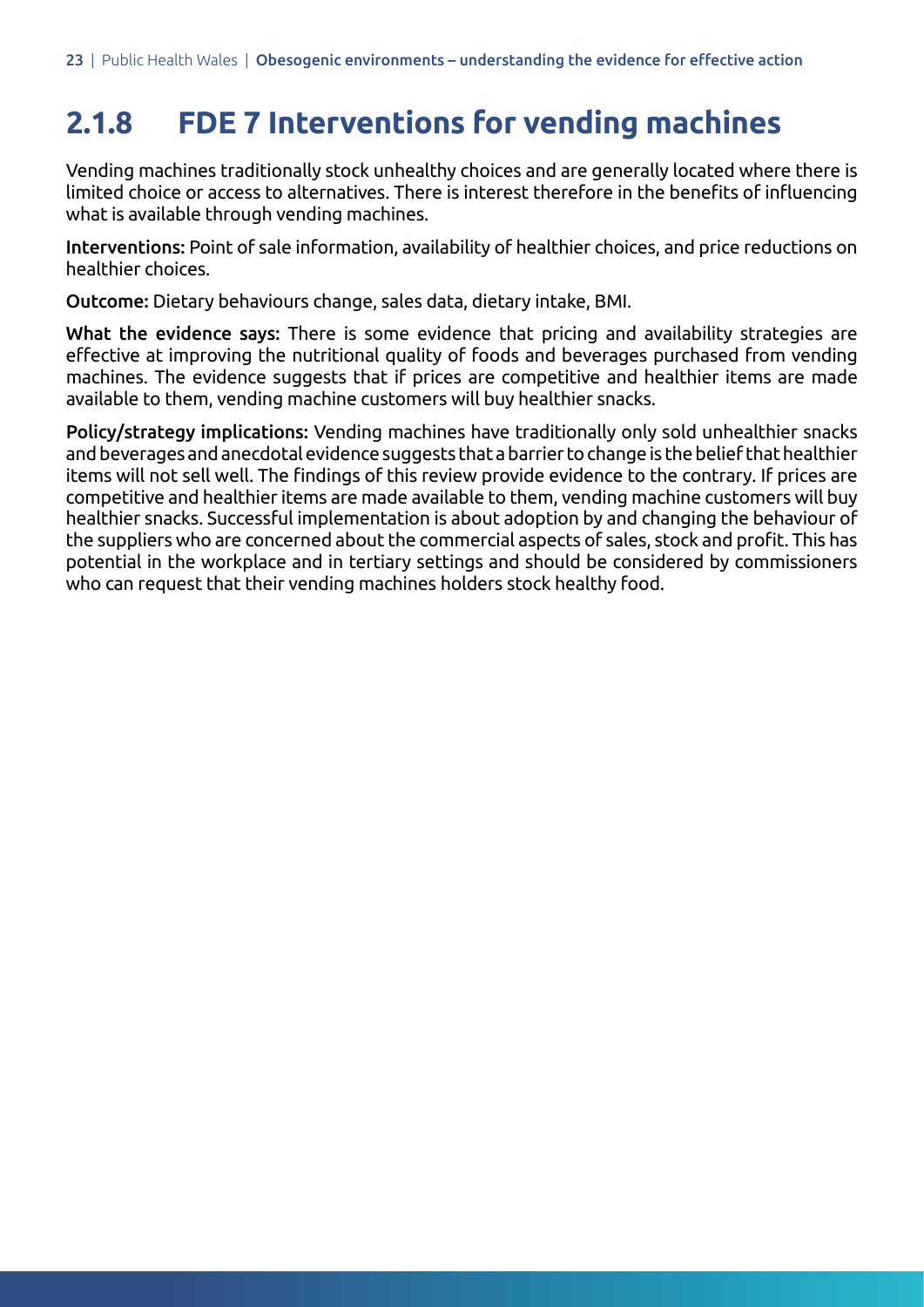### 2.1.8 FDE 7 Interventions for vending machines

Vending machines traditionally stock unhealthy choices and are generally located where there is limited choice or access to alternatives. There is interest therefore in the benefits of influencing what is available through vending machines.

**Interventions:** Point of sale information, availability of healthier choices, and price reductions on healthier choices.

**Outcome:** Dietary behaviours change, sales data, dietary intake, BMI.

**What the evidence says:** There is some evidence that pricing and availability strategies are effective at improving the nutritional quality of foods and beverages purchased from vending machines. The evidence suggests that if prices are competitive and healthier items are made available to them, vending machine customers will buy healthier snacks.

**Policy/strategy implications:** Vending machines have traditionally only sold unhealthier snacks and beverages and anecdotal evidence suggests that a barrier to change is the belief that healthier items will not sell well. The findings of this review provide evidence to the contrary. If prices are competitive and healthier items are made available to them, vending machine customers will buy healthier snacks. Successful implementation is about adoption by and changing the behaviour of the suppliers who are concerned about the commercial aspects of sales, stock and profit. This has potential in the workplace and in tertiary settings and should be considered by commissioners who can request that their vending machines holders stock healthy food.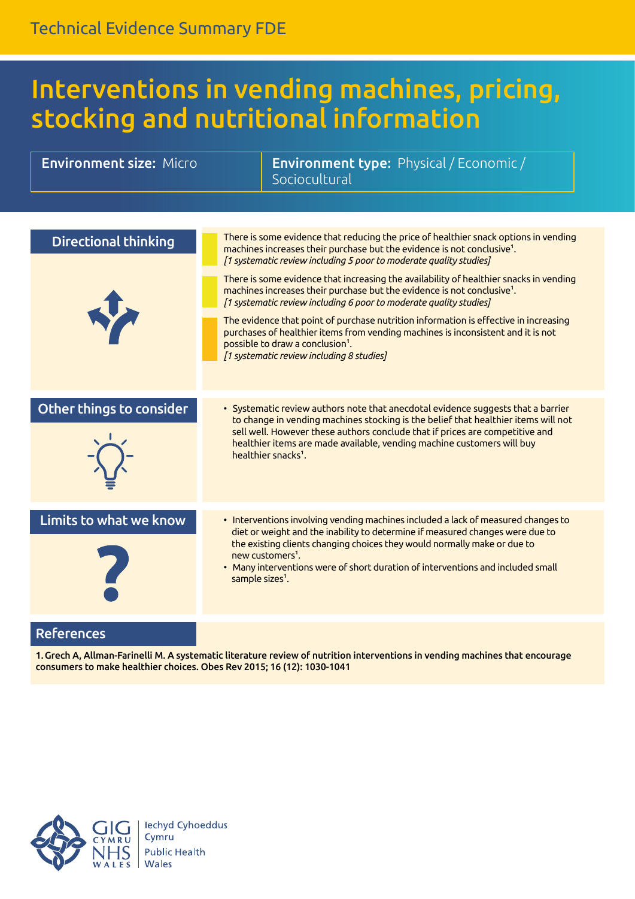Technical Evidence Summary FDE

# Interventions in vending machines, pricing, stocking and nutritional information

**Environment size:** Micro

**Environment type:** Physical / Economic / Sociocultural

## Directional thinking

There is some evidence that reducing the price of healthier snack options in vending machines increases their purchase but the evidence is not conclusive[1].
*[1 systematic review including 5 poor to moderate quality studies]*

There is some evidence that increasing the availability of healthier snacks in vending machines increases their purchase but the evidence is not conclusive[1].
*[1 systematic review including 6 poor to moderate quality studies]*

The evidence that point of purchase nutrition information is effective in increasing purchases of healthier items from vending machines is inconsistent and it is not possible to draw a conclusion[1].
*[1 systematic review including 8 studies]*

## Other things to consider

- Systematic review authors note that anecdotal evidence suggests that a barrier to change in vending machines stocking is the belief that healthier items will not sell well. However these authors conclude that if prices are competitive and healthier items are made available, vending machine customers will buy healthier snacks[1].

## Limits to what we know

- Interventions involving vending machines included a lack of measured changes to diet or weight and the inability to determine if measured changes were due to the existing clients changing choices they would normally make or due to new customers[1].
- Many interventions were of short duration of interventions and included small sample sizes[1].

## References

**1. Grech A, Allman-Farinelli M. A systematic literature review of nutrition interventions in vending machines that encourage consumers to make healthier choices. Obes Rev 2015; 16 (12): 1030-1041**

GIG CYMRU NHS WALES | Iechyd Cyhoeddus Cymru Public Health Wales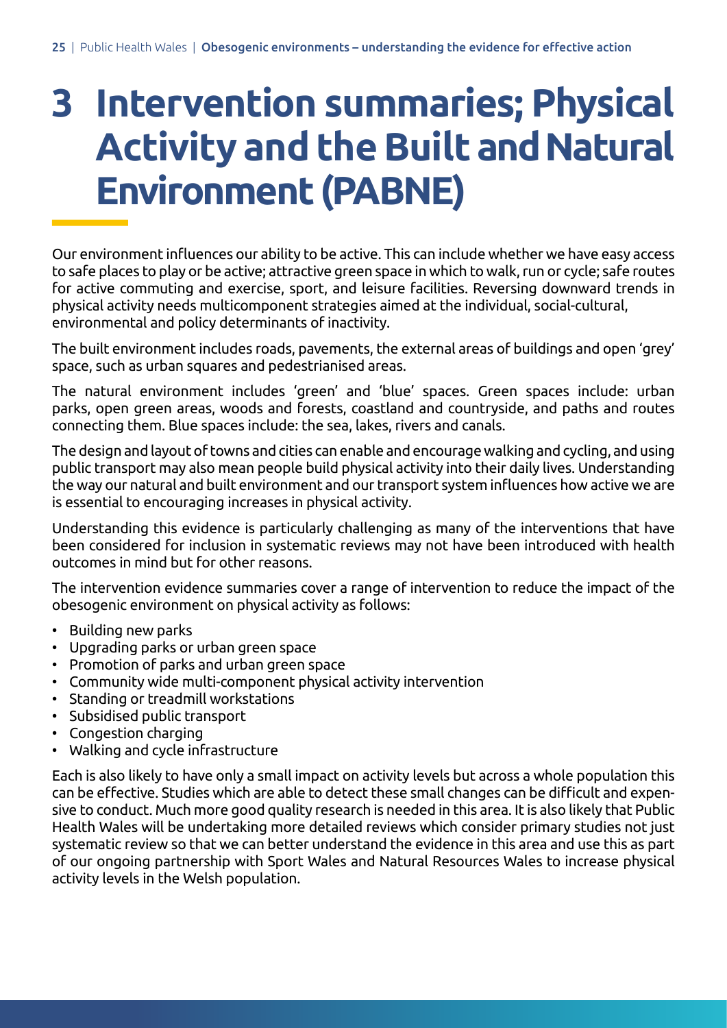# 3 Intervention summaries; Physical Activity and the Built and Natural Environment (PABNE)

Our environment influences our ability to be active. This can include whether we have easy access to safe places to play or be active; attractive green space in which to walk, run or cycle; safe routes for active commuting and exercise, sport, and leisure facilities. Reversing downward trends in physical activity needs multicomponent strategies aimed at the individual, social-cultural, environmental and policy determinants of inactivity.

The built environment includes roads, pavements, the external areas of buildings and open 'grey' space, such as urban squares and pedestrianised areas.

The natural environment includes 'green' and 'blue' spaces. Green spaces include: urban parks, open green areas, woods and forests, coastland and countryside, and paths and routes connecting them. Blue spaces include: the sea, lakes, rivers and canals.

The design and layout of towns and cities can enable and encourage walking and cycling, and using public transport may also mean people build physical activity into their daily lives. Understanding the way our natural and built environment and our transport system influences how active we are is essential to encouraging increases in physical activity.

Understanding this evidence is particularly challenging as many of the interventions that have been considered for inclusion in systematic reviews may not have been introduced with health outcomes in mind but for other reasons.

The intervention evidence summaries cover a range of intervention to reduce the impact of the obesogenic environment on physical activity as follows:

- Building new parks
- Upgrading parks or urban green space
- Promotion of parks and urban green space
- Community wide multi-component physical activity intervention
- Standing or treadmill workstations
- Subsidised public transport
- Congestion charging
- Walking and cycle infrastructure

Each is also likely to have only a small impact on activity levels but across a whole population this can be effective. Studies which are able to detect these small changes can be difficult and expensive to conduct. Much more good quality research is needed in this area. It is also likely that Public Health Wales will be undertaking more detailed reviews which consider primary studies not just systematic review so that we can better understand the evidence in this area and use this as part of our ongoing partnership with Sport Wales and Natural Resources Wales to increase physical activity levels in the Welsh population.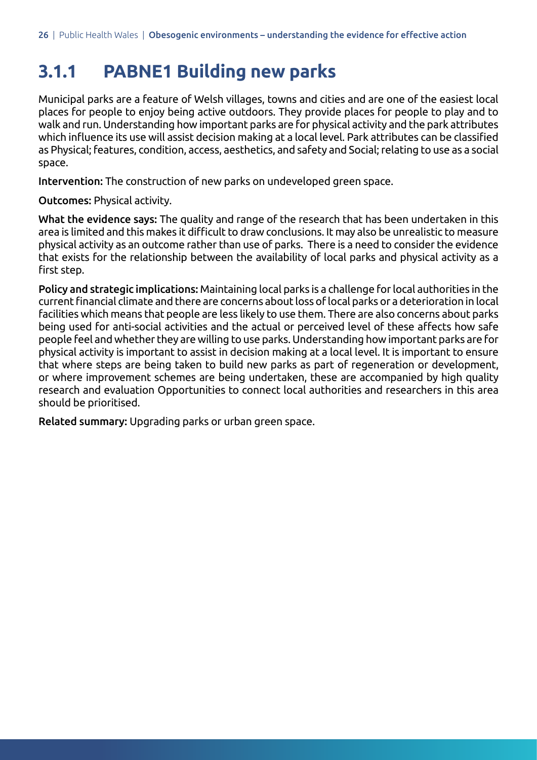### 3.1.1 PABNE1 Building new parks

Municipal parks are a feature of Welsh villages, towns and cities and are one of the easiest local places for people to enjoy being active outdoors. They provide places for people to play and to walk and run. Understanding how important parks are for physical activity and the park attributes which influence its use will assist decision making at a local level. Park attributes can be classified as Physical; features, condition, access, aesthetics, and safety and Social; relating to use as a social space.

**Intervention:** The construction of new parks on undeveloped green space.

**Outcomes:** Physical activity.

**What the evidence says:** The quality and range of the research that has been undertaken in this area is limited and this makes it difficult to draw conclusions. It may also be unrealistic to measure physical activity as an outcome rather than use of parks. There is a need to consider the evidence that exists for the relationship between the availability of local parks and physical activity as a first step.

**Policy and strategic implications:** Maintaining local parks is a challenge for local authorities in the current financial climate and there are concerns about loss of local parks or a deterioration in local facilities which means that people are less likely to use them. There are also concerns about parks being used for anti-social activities and the actual or perceived level of these affects how safe people feel and whether they are willing to use parks. Understanding how important parks are for physical activity is important to assist in decision making at a local level. It is important to ensure that where steps are being taken to build new parks as part of regeneration or development, or where improvement schemes are being undertaken, these are accompanied by high quality research and evaluation Opportunities to connect local authorities and researchers in this area should be prioritised.

**Related summary:** Upgrading parks or urban green space.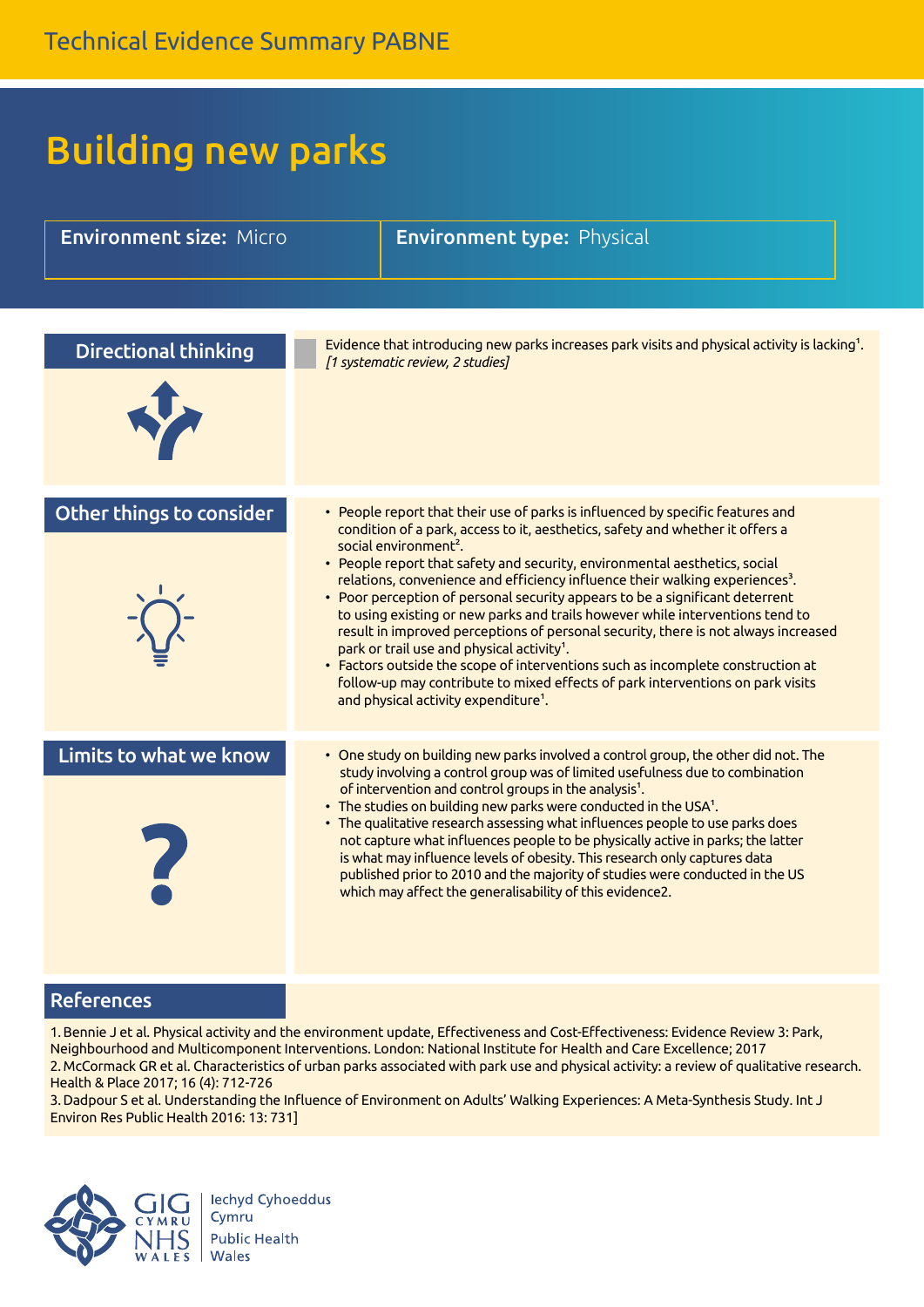Technical Evidence Summary PABNE

# Building new parks

**Environment size:** Micro | **Environment type:** Physical

## Directional thinking

Evidence that introducing new parks increases park visits and physical activity is lacking[1]. *[1 systematic review, 2 studies]*

## Other things to consider

- People report that their use of parks is influenced by specific features and condition of a park, access to it, aesthetics, safety and whether it offers a social environment[2].
- People report that safety and security, environmental aesthetics, social relations, convenience and efficiency influence their walking experiences[3].
- Poor perception of personal security appears to be a significant deterrent to using existing or new parks and trails however while interventions tend to result in improved perceptions of personal security, there is not always increased park or trail use and physical activity[1].
- Factors outside the scope of interventions such as incomplete construction at follow-up may contribute to mixed effects of park interventions on park visits and physical activity expenditure[1].

## Limits to what we know

- One study on building new parks involved a control group, the other did not. The study involving a control group was of limited usefulness due to combination of intervention and control groups in the analysis[1].
- The studies on building new parks were conducted in the USA[1].
- The qualitative research assessing what influences people to use parks does not capture what influences people to be physically active in parks; the latter is what may influence levels of obesity. This research only captures data published prior to 2010 and the majority of studies were conducted in the US which may affect the generalisability of this evidence2.

## References

1. Bennie J et al. Physical activity and the environment update, Effectiveness and Cost-Effectiveness: Evidence Review 3: Park, Neighbourhood and Multicomponent Interventions. London: National Institute for Health and Care Excellence; 2017
2. McCormack GR et al. Characteristics of urban parks associated with park use and physical activity: a review of qualitative research. Health & Place 2017; 16 (4): 712-726
3. Dadpour S et al. Understanding the Influence of Environment on Adults' Walking Experiences: A Meta-Synthesis Study. Int J Environ Res Public Health 2016: 13: 731]

GIG CYMRU NHS WALES | Iechyd Cyhoeddus Cymru Public Health Wales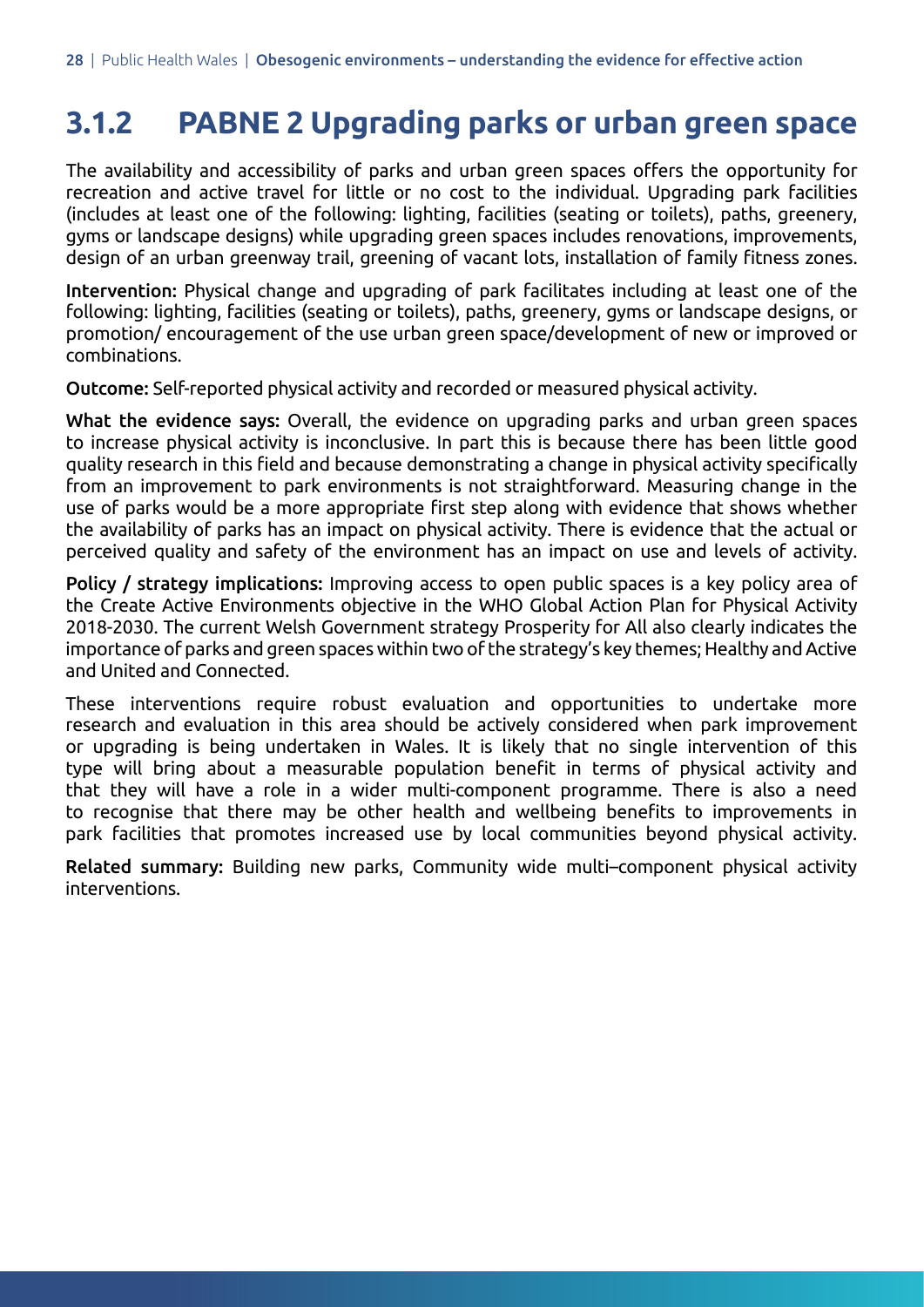### 3.1.2 PABNE 2 Upgrading parks or urban green space

The availability and accessibility of parks and urban green spaces offers the opportunity for recreation and active travel for little or no cost to the individual. Upgrading park facilities (includes at least one of the following: lighting, facilities (seating or toilets), paths, greenery, gyms or landscape designs) while upgrading green spaces includes renovations, improvements, design of an urban greenway trail, greening of vacant lots, installation of family fitness zones.

**Intervention:** Physical change and upgrading of park facilitates including at least one of the following: lighting, facilities (seating or toilets), paths, greenery, gyms or landscape designs, or promotion/ encouragement of the use urban green space/development of new or improved or combinations.

**Outcome:** Self-reported physical activity and recorded or measured physical activity.

**What the evidence says:** Overall, the evidence on upgrading parks and urban green spaces to increase physical activity is inconclusive. In part this is because there has been little good quality research in this field and because demonstrating a change in physical activity specifically from an improvement to park environments is not straightforward. Measuring change in the use of parks would be a more appropriate first step along with evidence that shows whether the availability of parks has an impact on physical activity. There is evidence that the actual or perceived quality and safety of the environment has an impact on use and levels of activity.

**Policy / strategy implications:** Improving access to open public spaces is a key policy area of the Create Active Environments objective in the WHO Global Action Plan for Physical Activity 2018-2030. The current Welsh Government strategy Prosperity for All also clearly indicates the importance of parks and green spaces within two of the strategy's key themes; Healthy and Active and United and Connected.

These interventions require robust evaluation and opportunities to undertake more research and evaluation in this area should be actively considered when park improvement or upgrading is being undertaken in Wales. It is likely that no single intervention of this type will bring about a measurable population benefit in terms of physical activity and that they will have a role in a wider multi-component programme. There is also a need to recognise that there may be other health and wellbeing benefits to improvements in park facilities that promotes increased use by local communities beyond physical activity.

**Related summary:** Building new parks, Community wide multi–component physical activity interventions.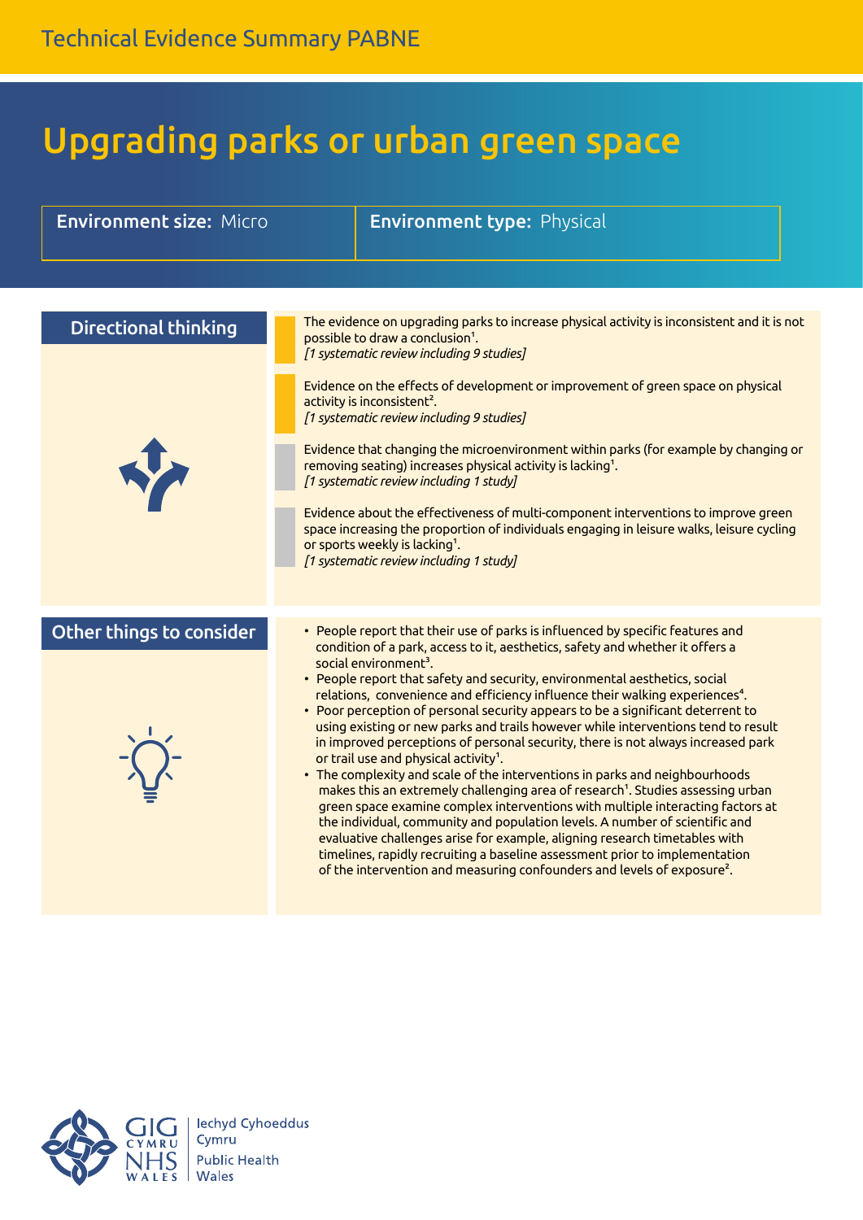# Upgrading parks or urban green space

**Environment size:** Micro

**Environment type:** Physical

## Directional thinking

The evidence on upgrading parks to increase physical activity is inconsistent and it is not possible to draw a conclusion[1].
*[1 systematic review including 9 studies]*

Evidence on the effects of development or improvement of green space on physical activity is inconsistent[2].
*[1 systematic review including 9 studies]*

Evidence that changing the microenvironment within parks (for example by changing or removing seating) increases physical activity is lacking[1].
*[1 systematic review including 1 study]*

Evidence about the effectiveness of multi-component interventions to improve green space increasing the proportion of individuals engaging in leisure walks, leisure cycling or sports weekly is lacking[1].
*[1 systematic review including 1 study]*

## Other things to consider

- People report that their use of parks is influenced by specific features and condition of a park, access to it, aesthetics, safety and whether it offers a social environment[3].
- People report that safety and security, environmental aesthetics, social relations, convenience and efficiency influence their walking experiences[4].
- Poor perception of personal security appears to be a significant deterrent to using existing or new parks and trails however while interventions tend to result in improved perceptions of personal security, there is not always increased park or trail use and physical activity[1].
- The complexity and scale of the interventions in parks and neighbourhoods makes this an extremely challenging area of research[1]. Studies assessing urban green space examine complex interventions with multiple interacting factors at the individual, community and population levels. A number of scientific and evaluative challenges arise for example, aligning research timetables with timelines, rapidly recruiting a baseline assessment prior to implementation of the intervention and measuring confounders and levels of exposure[2].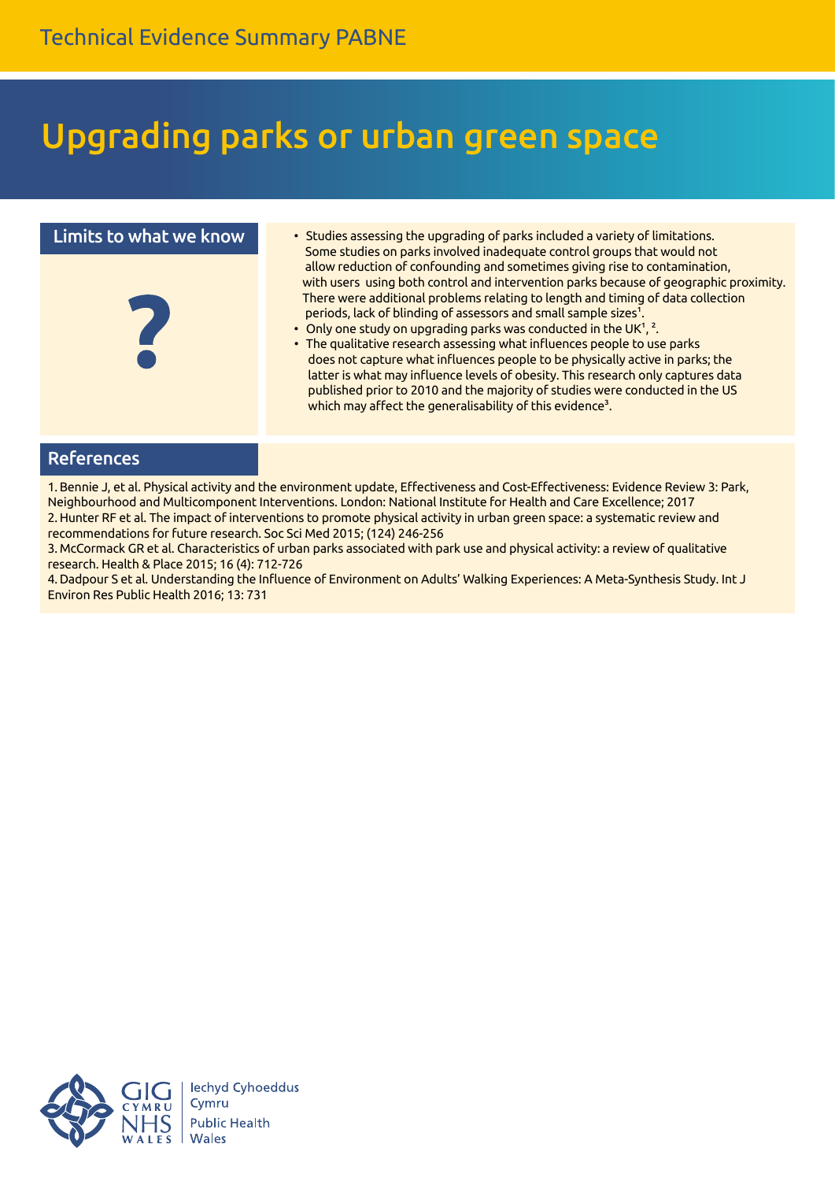# Upgrading parks or urban green space

## Limits to what we know

?

- Studies assessing the upgrading of parks included a variety of limitations. Some studies on parks involved inadequate control groups that would not allow reduction of confounding and sometimes giving rise to contamination, with users using both control and intervention parks because of geographic proximity. There were additional problems relating to length and timing of data collection periods, lack of blinding of assessors and small sample sizes[1].
- Only one study on upgrading parks was conducted in the UK[1, 2].
- The qualitative research assessing what influences people to use parks does not capture what influences people to be physically active in parks; the latter is what may influence levels of obesity. This research only captures data published prior to 2010 and the majority of studies were conducted in the US which may affect the generalisability of this evidence[3].

## References

1. Bennie J, et al. Physical activity and the environment update, Effectiveness and Cost-Effectiveness: Evidence Review 3: Park, Neighbourhood and Multicomponent Interventions. London: National Institute for Health and Care Excellence; 2017
2. Hunter RF et al. The impact of interventions to promote physical activity in urban green space: a systematic review and recommendations for future research. Soc Sci Med 2015; (124) 246-256
3. McCormack GR et al. Characteristics of urban parks associated with park use and physical activity: a review of qualitative research. Health & Place 2015; 16 (4): 712-726
4. Dadpour S et al. Understanding the Influence of Environment on Adults' Walking Experiences: A Meta-Synthesis Study. Int J Environ Res Public Health 2016; 13: 731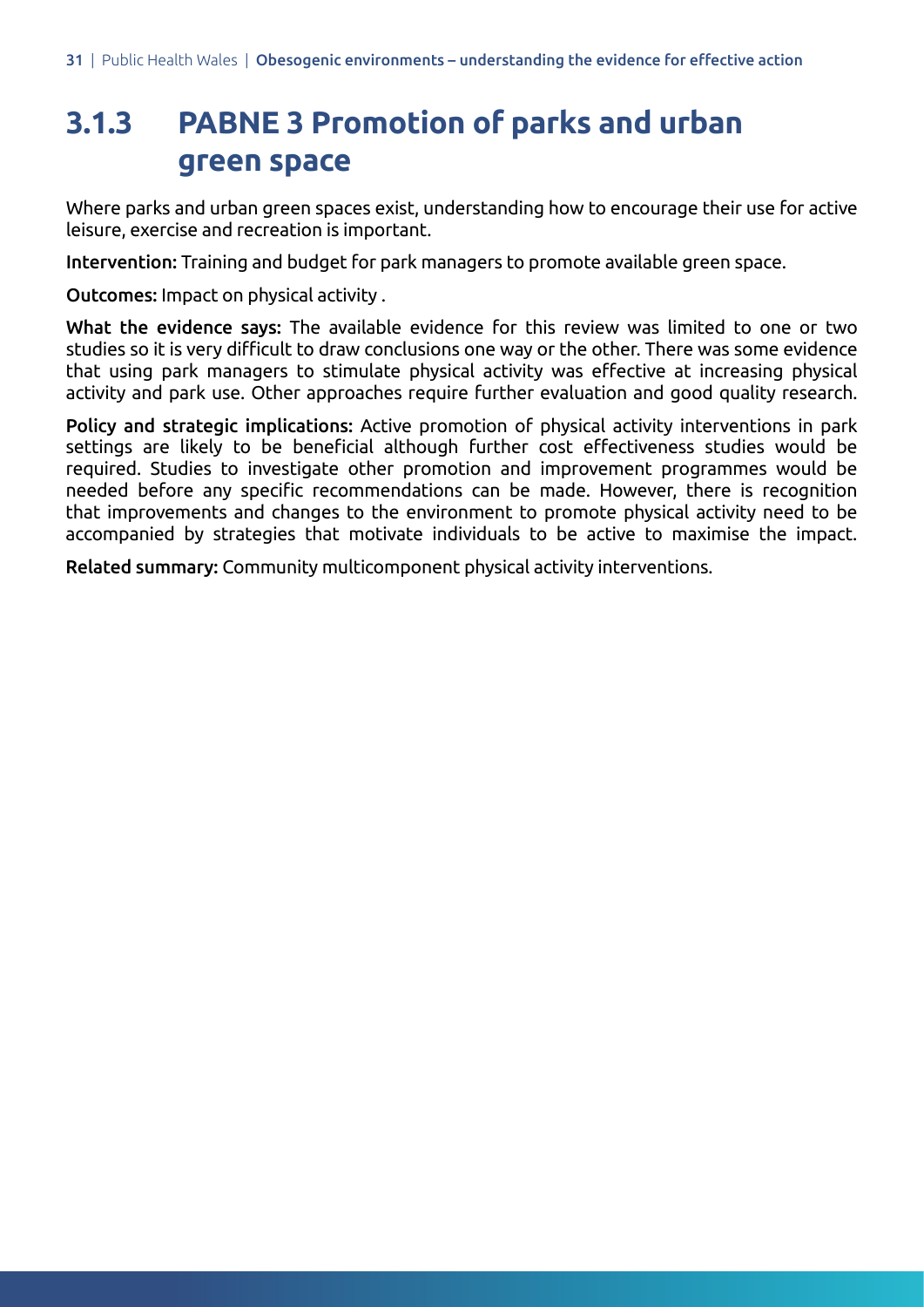### 3.1.3 PABNE 3 Promotion of parks and urban green space

Where parks and urban green spaces exist, understanding how to encourage their use for active leisure, exercise and recreation is important.

**Intervention:** Training and budget for park managers to promote available green space.

**Outcomes:** Impact on physical activity .

**What the evidence says:** The available evidence for this review was limited to one or two studies so it is very difficult to draw conclusions one way or the other. There was some evidence that using park managers to stimulate physical activity was effective at increasing physical activity and park use. Other approaches require further evaluation and good quality research.

**Policy and strategic implications:** Active promotion of physical activity interventions in park settings are likely to be beneficial although further cost effectiveness studies would be required. Studies to investigate other promotion and improvement programmes would be needed before any specific recommendations can be made. However, there is recognition that improvements and changes to the environment to promote physical activity need to be accompanied by strategies that motivate individuals to be active to maximise the impact.

**Related summary:** Community multicomponent physical activity interventions.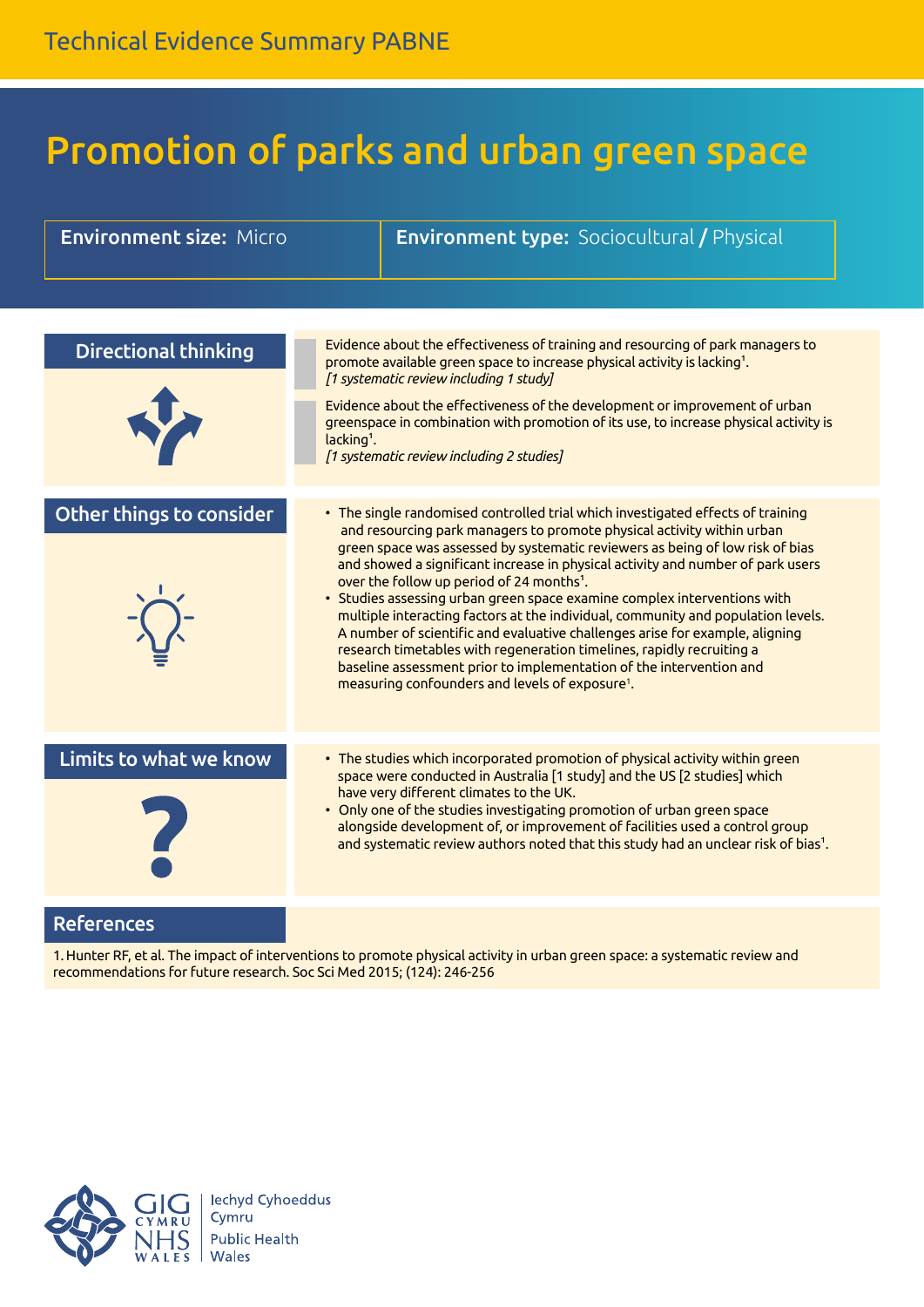Technical Evidence Summary PABNE

# Promotion of parks and urban green space

**Environment size:** Micro

**Environment type:** Sociocultural / Physical

## Directional thinking

Evidence about the effectiveness of training and resourcing of park managers to promote available green space to increase physical activity is lacking[1].
*[1 systematic review including 1 study]*

Evidence about the effectiveness of the development or improvement of urban greenspace in combination with promotion of its use, to increase physical activity is lacking[1].
*[1 systematic review including 2 studies]*

## Other things to consider

- The single randomised controlled trial which investigated effects of training and resourcing park managers to promote physical activity within urban green space was assessed by systematic reviewers as being of low risk of bias and showed a significant increase in physical activity and number of park users over the follow up period of 24 months[1].
- Studies assessing urban green space examine complex interventions with multiple interacting factors at the individual, community and population levels. A number of scientific and evaluative challenges arise for example, aligning research timetables with regeneration timelines, rapidly recruiting a baseline assessment prior to implementation of the intervention and measuring confounders and levels of exposure[1].

## Limits to what we know

- The studies which incorporated promotion of physical activity within green space were conducted in Australia [1 study] and the US [2 studies] which have very different climates to the UK.
- Only one of the studies investigating promotion of urban green space alongside development of, or improvement of facilities used a control group and systematic review authors noted that this study had an unclear risk of bias[1].

## References

1. Hunter RF, et al. The impact of interventions to promote physical activity in urban green space: a systematic review and recommendations for future research. Soc Sci Med 2015; (124): 246-256

GIG CYMRU NHS WALES | Iechyd Cyhoeddus Cymru Public Health Wales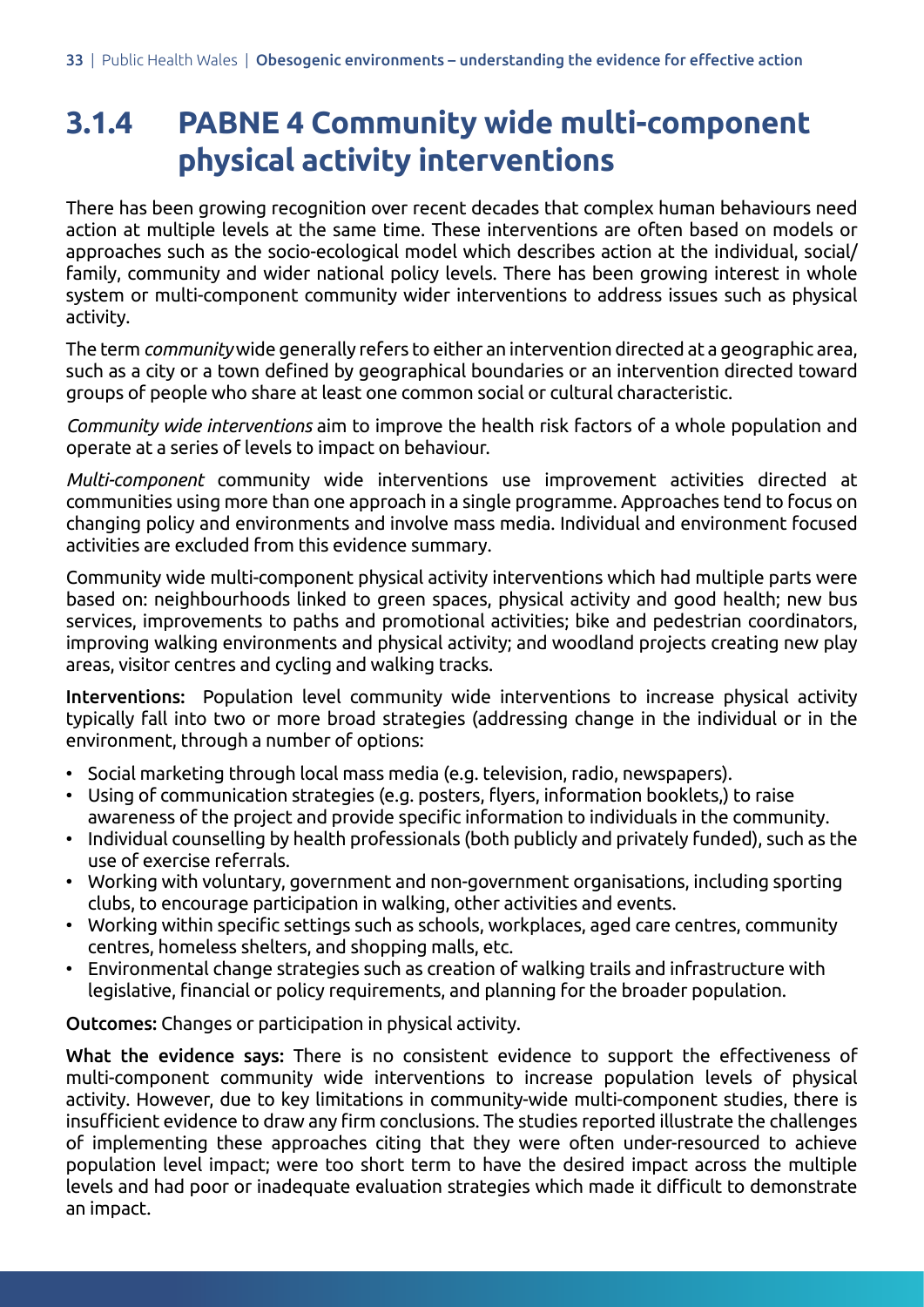### 3.1.4 PABNE 4 Community wide multi-component physical activity interventions

There has been growing recognition over recent decades that complex human behaviours need action at multiple levels at the same time. These interventions are often based on models or approaches such as the socio-ecological model which describes action at the individual, social/family, community and wider national policy levels. There has been growing interest in whole system or multi-component community wider interventions to address issues such as physical activity.

The term *community* wide generally refers to either an intervention directed at a geographic area, such as a city or a town defined by geographical boundaries or an intervention directed toward groups of people who share at least one common social or cultural characteristic.

*Community wide interventions* aim to improve the health risk factors of a whole population and operate at a series of levels to impact on behaviour.

*Multi-component* community wide interventions use improvement activities directed at communities using more than one approach in a single programme. Approaches tend to focus on changing policy and environments and involve mass media. Individual and environment focused activities are excluded from this evidence summary.

Community wide multi-component physical activity interventions which had multiple parts were based on: neighbourhoods linked to green spaces, physical activity and good health; new bus services, improvements to paths and promotional activities; bike and pedestrian coordinators, improving walking environments and physical activity; and woodland projects creating new play areas, visitor centres and cycling and walking tracks.

**Interventions:** Population level community wide interventions to increase physical activity typically fall into two or more broad strategies (addressing change in the individual or in the environment, through a number of options:

- Social marketing through local mass media (e.g. television, radio, newspapers).
- Using of communication strategies (e.g. posters, flyers, information booklets,) to raise awareness of the project and provide specific information to individuals in the community.
- Individual counselling by health professionals (both publicly and privately funded), such as the use of exercise referrals.
- Working with voluntary, government and non-government organisations, including sporting clubs, to encourage participation in walking, other activities and events.
- Working within specific settings such as schools, workplaces, aged care centres, community centres, homeless shelters, and shopping malls, etc.
- Environmental change strategies such as creation of walking trails and infrastructure with legislative, financial or policy requirements, and planning for the broader population.

**Outcomes:** Changes or participation in physical activity.

**What the evidence says:** There is no consistent evidence to support the effectiveness of multi-component community wide interventions to increase population levels of physical activity. However, due to key limitations in community-wide multi-component studies, there is insufficient evidence to draw any firm conclusions. The studies reported illustrate the challenges of implementing these approaches citing that they were often under-resourced to achieve population level impact; were too short term to have the desired impact across the multiple levels and had poor or inadequate evaluation strategies which made it difficult to demonstrate an impact.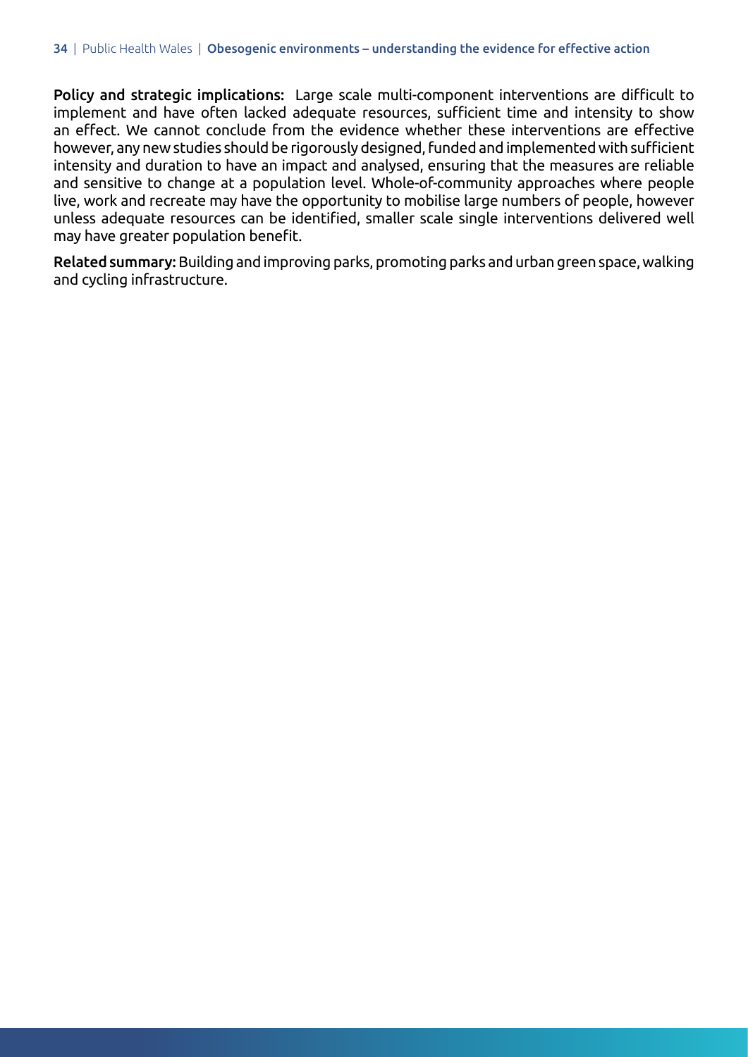**Policy and strategic implications:** Large scale multi-component interventions are difficult to implement and have often lacked adequate resources, sufficient time and intensity to show an effect. We cannot conclude from the evidence whether these interventions are effective however, any new studies should be rigorously designed, funded and implemented with sufficient intensity and duration to have an impact and analysed, ensuring that the measures are reliable and sensitive to change at a population level. Whole-of-community approaches where people live, work and recreate may have the opportunity to mobilise large numbers of people, however unless adequate resources can be identified, smaller scale single interventions delivered well may have greater population benefit.

**Related summary:** Building and improving parks, promoting parks and urban green space, walking and cycling infrastructure.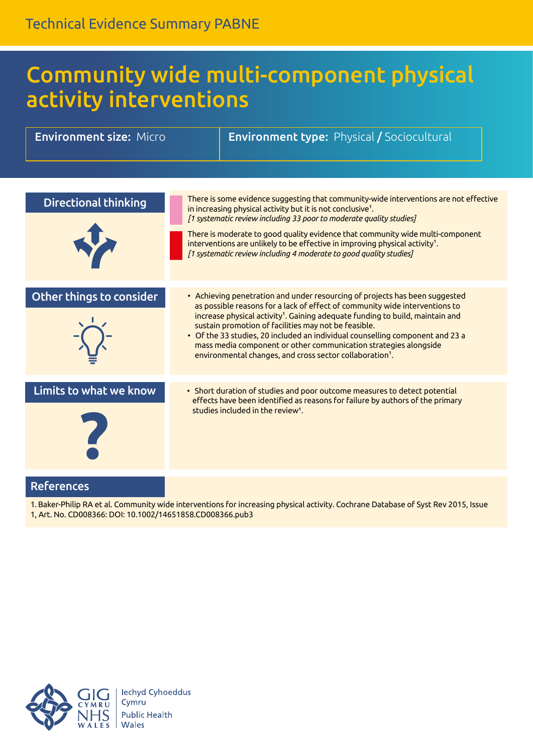# Community wide multi-component physical activity interventions

**Environment size:** Micro

**Environment type:** Physical / Sociocultural

## Directional thinking

There is some evidence suggesting that community-wide interventions are not effective in increasing physical activity but it is not conclusive[1].
*[1 systematic review including 33 poor to moderate quality studies]*

There is moderate to good quality evidence that community wide multi-component interventions are unlikely to be effective in improving physical activity[1].
*[1 systematic review including 4 moderate to good quality studies]*

## Other things to consider

- Achieving penetration and under resourcing of projects has been suggested as possible reasons for a lack of effect of community wide interventions to increase physical activity[1]. Gaining adequate funding to build, maintain and sustain promotion of facilities may not be feasible.
- Of the 33 studies, 20 included an individual counselling component and 23 a mass media component or other communication strategies alongside environmental changes, and cross sector collaboration[1].

## Limits to what we know

- Short duration of studies and poor outcome measures to detect potential effects have been identified as reasons for failure by authors of the primary studies included in the review[1].

## References

1. Baker-Philip RA et al. Community wide interventions for increasing physical activity. Cochrane Database of Syst Rev 2015, Issue 1, Art. No. CD008366: DOI: 10.1002/14651858.CD008366.pub3

GIG CYMRU NHS WALES | Iechyd Cyhoeddus Cymru Public Health Wales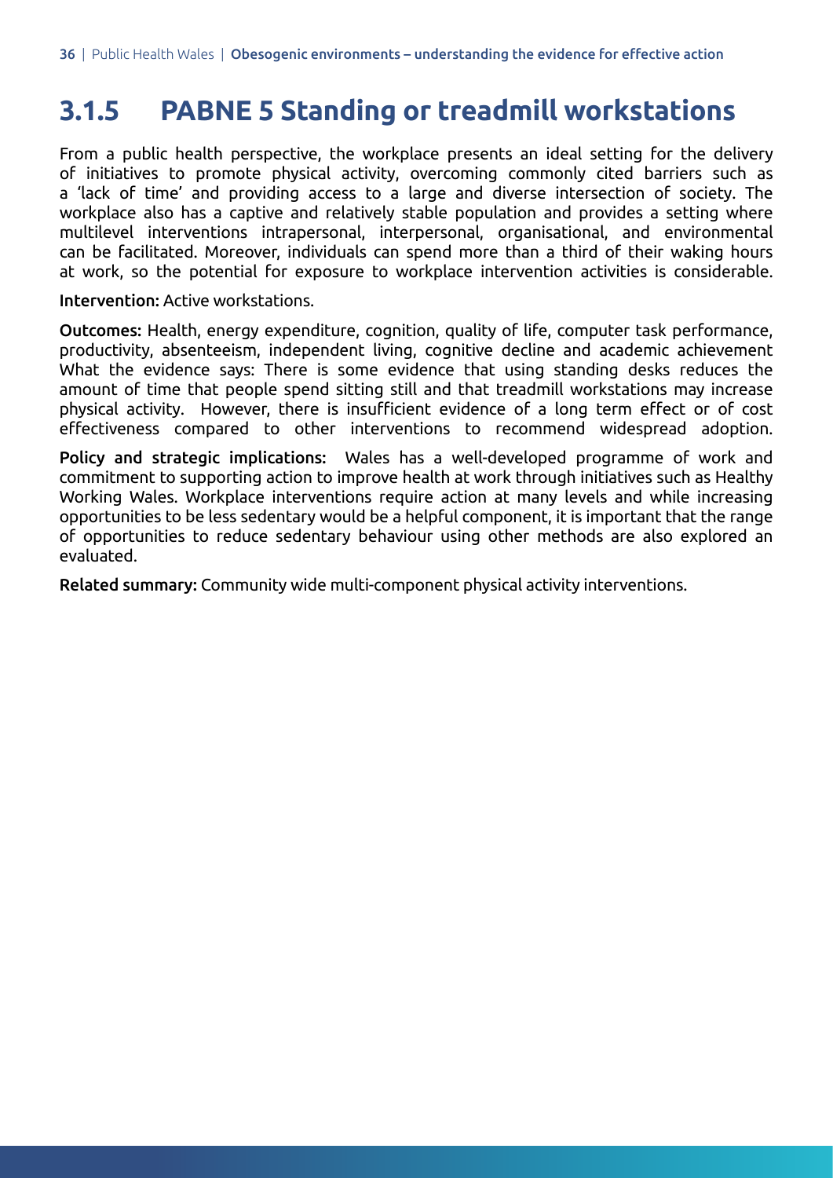### 3.1.5 PABNE 5 Standing or treadmill workstations

From a public health perspective, the workplace presents an ideal setting for the delivery of initiatives to promote physical activity, overcoming commonly cited barriers such as a 'lack of time' and providing access to a large and diverse intersection of society. The workplace also has a captive and relatively stable population and provides a setting where multilevel interventions intrapersonal, interpersonal, organisational, and environmental can be facilitated. Moreover, individuals can spend more than a third of their waking hours at work, so the potential for exposure to workplace intervention activities is considerable.

**Intervention:** Active workstations.

**Outcomes:** Health, energy expenditure, cognition, quality of life, computer task performance, productivity, absenteeism, independent living, cognitive decline and academic achievement What the evidence says: There is some evidence that using standing desks reduces the amount of time that people spend sitting still and that treadmill workstations may increase physical activity. However, there is insufficient evidence of a long term effect or of cost effectiveness compared to other interventions to recommend widespread adoption.

**Policy and strategic implications:** Wales has a well-developed programme of work and commitment to supporting action to improve health at work through initiatives such as Healthy Working Wales. Workplace interventions require action at many levels and while increasing opportunities to be less sedentary would be a helpful component, it is important that the range of opportunities to reduce sedentary behaviour using other methods are also explored an evaluated.

**Related summary:** Community wide multi-component physical activity interventions.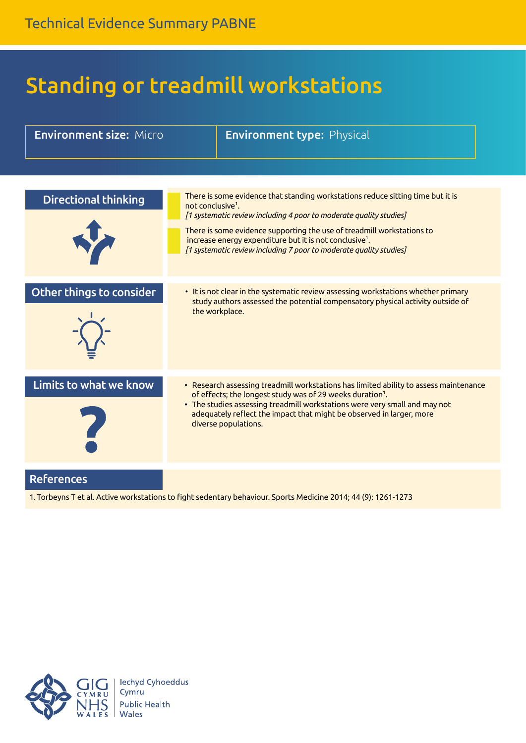Technical Evidence Summary PABNE

# Standing or treadmill workstations

**Environment size:** Micro | **Environment type:** Physical

## Directional thinking

There is some evidence that standing workstations reduce sitting time but it is not conclusive[1].
*[1 systematic review including 4 poor to moderate quality studies]*

There is some evidence supporting the use of treadmill workstations to increase energy expenditure but it is not conclusive[1].
*[1 systematic review including 7 poor to moderate quality studies]*

## Other things to consider

- It is not clear in the systematic review assessing workstations whether primary study authors assessed the potential compensatory physical activity outside of the workplace.

## Limits to what we know

- Research assessing treadmill workstations has limited ability to assess maintenance of effects; the longest study was of 29 weeks duration[1].
- The studies assessing treadmill workstations were very small and may not adequately reflect the impact that might be observed in larger, more diverse populations.

## References

1. Torbeyns T et al. Active workstations to fight sedentary behaviour. Sports Medicine 2014; 44 (9): 1261-1273

GIG CYMRU NHS WALES | Iechyd Cyhoeddus Cymru Public Health Wales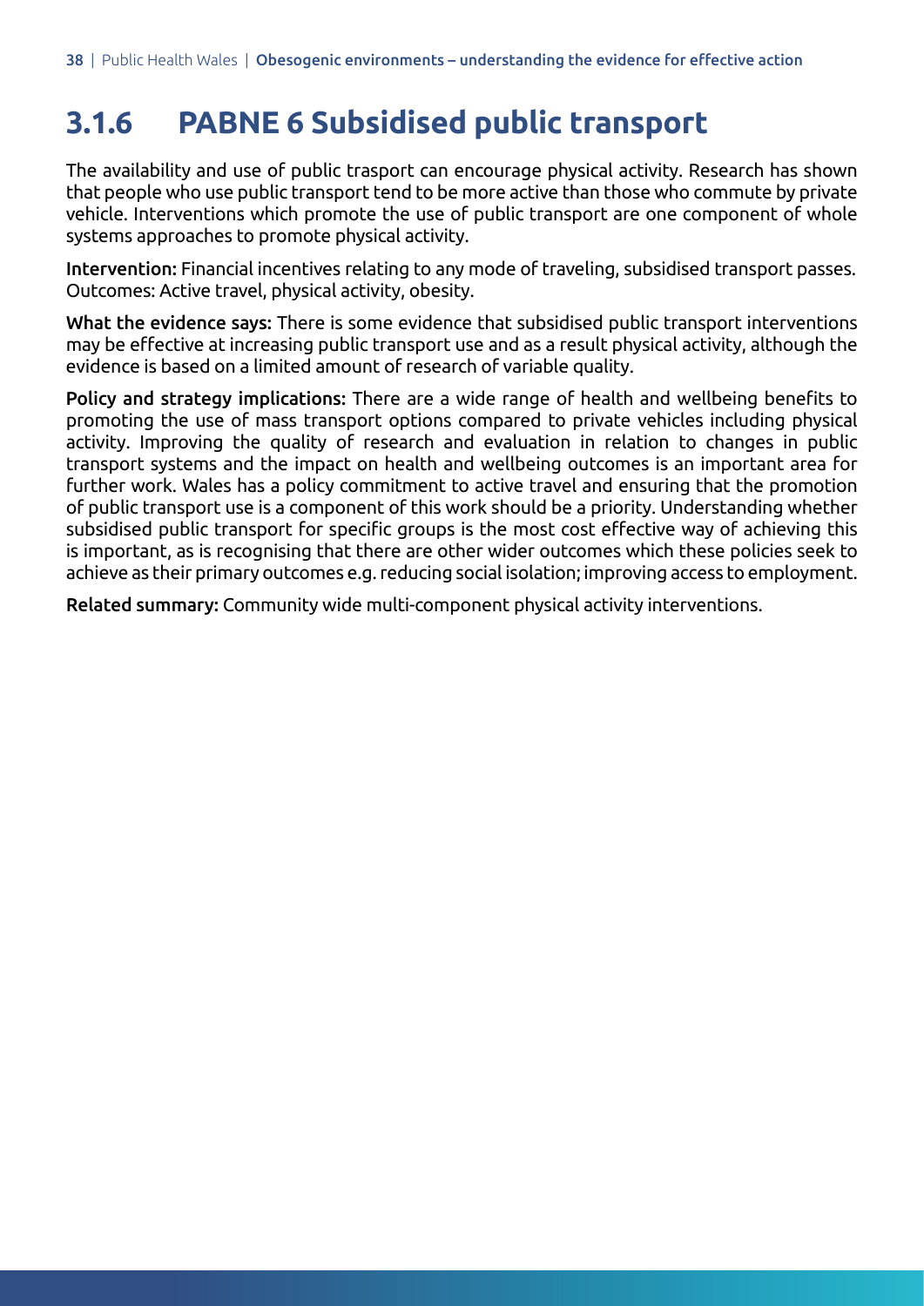## 3.1.6 PABNE 6 Subsidised public transport

The availability and use of public trasport can encourage physical activity. Research has shown that people who use public transport tend to be more active than those who commute by private vehicle. Interventions which promote the use of public transport are one component of whole systems approaches to promote physical activity.

**Intervention:** Financial incentives relating to any mode of traveling, subsidised transport passes. Outcomes: Active travel, physical activity, obesity.

**What the evidence says:** There is some evidence that subsidised public transport interventions may be effective at increasing public transport use and as a result physical activity, although the evidence is based on a limited amount of research of variable quality.

**Policy and strategy implications:** There are a wide range of health and wellbeing benefits to promoting the use of mass transport options compared to private vehicles including physical activity. Improving the quality of research and evaluation in relation to changes in public transport systems and the impact on health and wellbeing outcomes is an important area for further work. Wales has a policy commitment to active travel and ensuring that the promotion of public transport use is a component of this work should be a priority. Understanding whether subsidised public transport for specific groups is the most cost effective way of achieving this is important, as is recognising that there are other wider outcomes which these policies seek to achieve as their primary outcomes e.g. reducing social isolation; improving access to employment.

**Related summary:** Community wide multi-component physical activity interventions.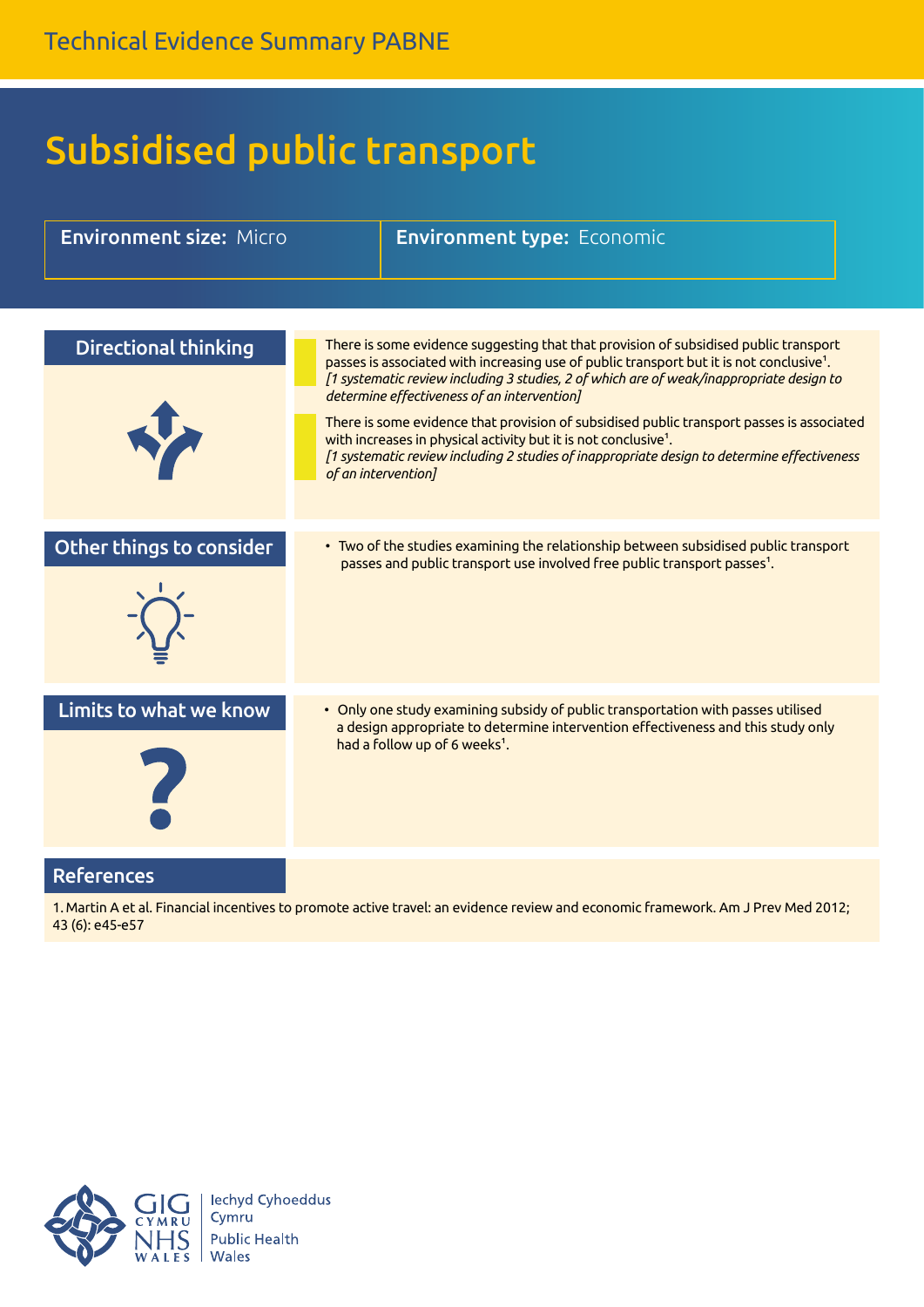Technical Evidence Summary PABNE

# Subsidised public transport

**Environment size:** Micro | **Environment type:** Economic

## Directional thinking

There is some evidence suggesting that that provision of subsidised public transport passes is associated with increasing use of public transport but it is not conclusive[1].
*[1 systematic review including 3 studies, 2 of which are of weak/inappropriate design to determine effectiveness of an intervention]*

There is some evidence that provision of subsidised public transport passes is associated with increases in physical activity but it is not conclusive[1].
*[1 systematic review including 2 studies of inappropriate design to determine effectiveness of an intervention]*

## Other things to consider

- Two of the studies examining the relationship between subsidised public transport passes and public transport use involved free public transport passes[1].

## Limits to what we know

- Only one study examining subsidy of public transportation with passes utilised a design appropriate to determine intervention effectiveness and this study only had a follow up of 6 weeks[1].

## References

1. Martin A et al. Financial incentives to promote active travel: an evidence review and economic framework. Am J Prev Med 2012; 43 (6): e45-e57

GIG CYMRU NHS WALES | Iechyd Cyhoeddus Cymru Public Health Wales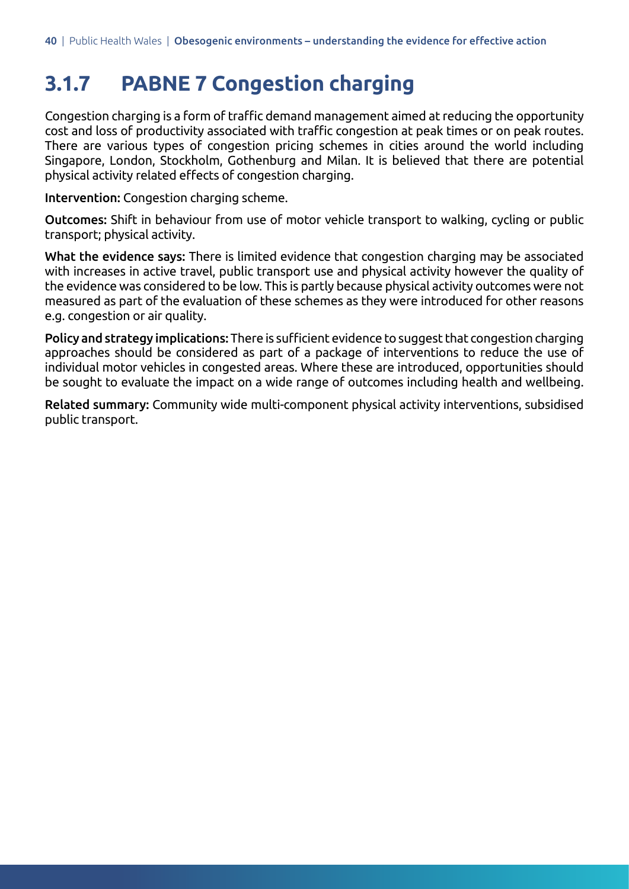### 3.1.7 PABNE 7 Congestion charging

Congestion charging is a form of traffic demand management aimed at reducing the opportunity cost and loss of productivity associated with traffic congestion at peak times or on peak routes. There are various types of congestion pricing schemes in cities around the world including Singapore, London, Stockholm, Gothenburg and Milan. It is believed that there are potential physical activity related effects of congestion charging.

**Intervention:** Congestion charging scheme.

**Outcomes:** Shift in behaviour from use of motor vehicle transport to walking, cycling or public transport; physical activity.

**What the evidence says:** There is limited evidence that congestion charging may be associated with increases in active travel, public transport use and physical activity however the quality of the evidence was considered to be low. This is partly because physical activity outcomes were not measured as part of the evaluation of these schemes as they were introduced for other reasons e.g. congestion or air quality.

**Policy and strategy implications:** There is sufficient evidence to suggest that congestion charging approaches should be considered as part of a package of interventions to reduce the use of individual motor vehicles in congested areas. Where these are introduced, opportunities should be sought to evaluate the impact on a wide range of outcomes including health and wellbeing.

**Related summary:** Community wide multi-component physical activity interventions, subsidised public transport.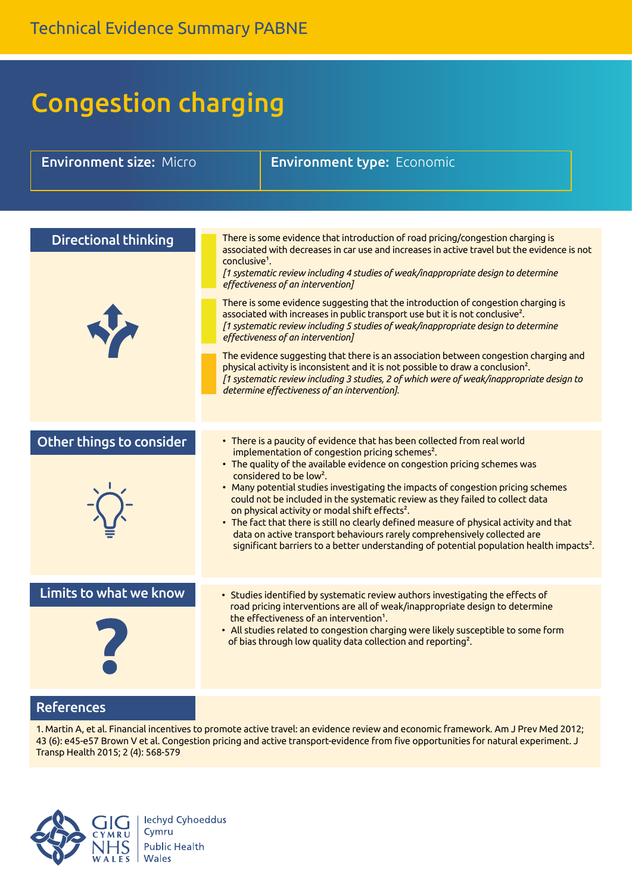Technical Evidence Summary PABNE

# Congestion charging

**Environment size:** Micro | **Environment type:** Economic

## Directional thinking

There is some evidence that introduction of road pricing/congestion charging is associated with decreases in car use and increases in active travel but the evidence is not conclusive[1].
*[1 systematic review including 4 studies of weak/inappropriate design to determine effectiveness of an intervention]*

There is some evidence suggesting that the introduction of congestion charging is associated with increases in public transport use but it is not conclusive[2].
*[1 systematic review including 5 studies of weak/inappropriate design to determine effectiveness of an intervention]*

The evidence suggesting that there is an association between congestion charging and physical activity is inconsistent and it is not possible to draw a conclusion[2].
*[1 systematic review including 3 studies, 2 of which were of weak/inappropriate design to determine effectiveness of an intervention].*

## Other things to consider

- There is a paucity of evidence that has been collected from real world implementation of congestion pricing schemes[2].
- The quality of the available evidence on congestion pricing schemes was considered to be low[2].
- Many potential studies investigating the impacts of congestion pricing schemes could not be included in the systematic review as they failed to collect data on physical activity or modal shift effects[2].
- The fact that there is still no clearly defined measure of physical activity and that data on active transport behaviours rarely comprehensively collected are significant barriers to a better understanding of potential population health impacts[2].

## Limits to what we know

- Studies identified by systematic review authors investigating the effects of road pricing interventions are all of weak/inappropriate design to determine the effectiveness of an intervention[1].
- All studies related to congestion charging were likely susceptible to some form of bias through low quality data collection and reporting[2].

## References

1. Martin A, et al. Financial incentives to promote active travel: an evidence review and economic framework. Am J Prev Med 2012; 43 (6): e45-e57 Brown V et al. Congestion pricing and active transport-evidence from five opportunities for natural experiment. J Transp Health 2015; 2 (4): 568-579

GIG CYMRU NHS WALES | Iechyd Cyhoeddus Cymru Public Health Wales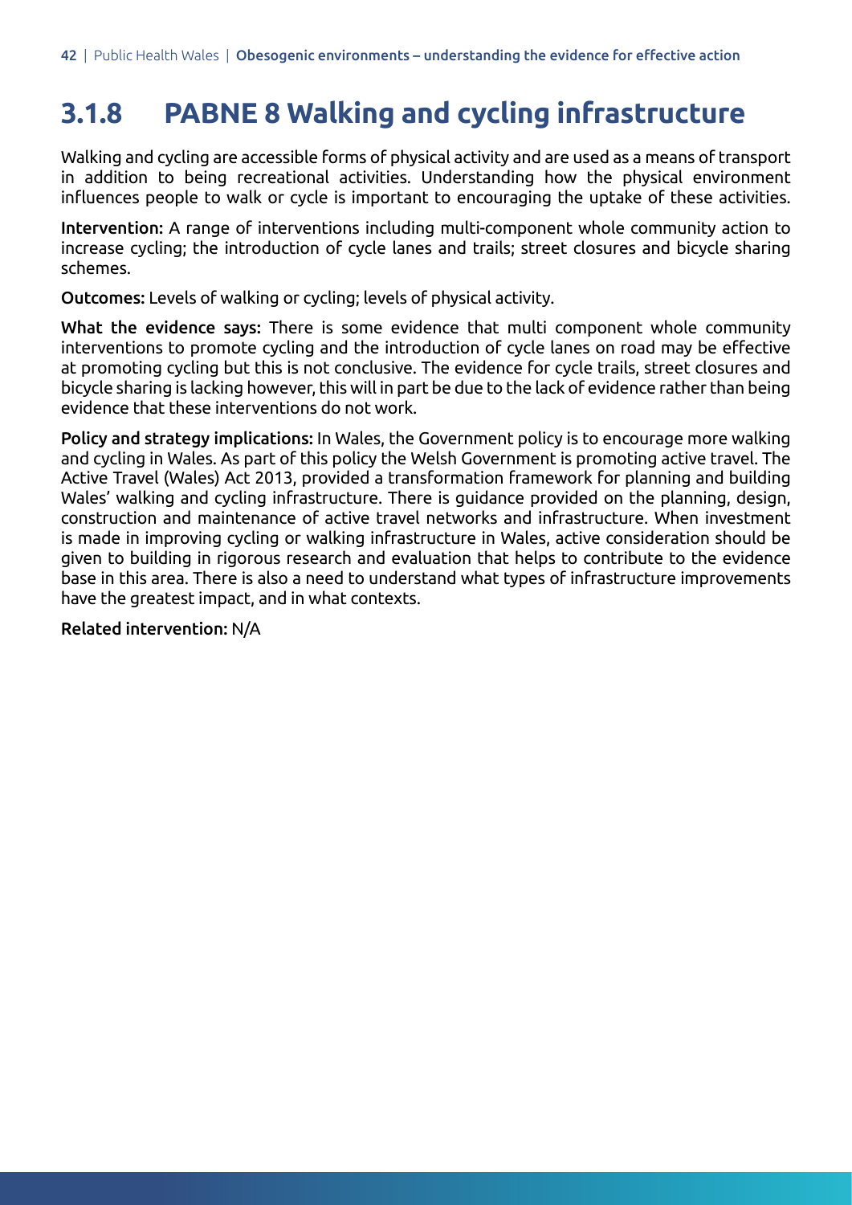### 3.1.8 PABNE 8 Walking and cycling infrastructure

Walking and cycling are accessible forms of physical activity and are used as a means of transport in addition to being recreational activities. Understanding how the physical environment influences people to walk or cycle is important to encouraging the uptake of these activities.

**Intervention:** A range of interventions including multi-component whole community action to increase cycling; the introduction of cycle lanes and trails; street closures and bicycle sharing schemes.

**Outcomes:** Levels of walking or cycling; levels of physical activity.

**What the evidence says:** There is some evidence that multi component whole community interventions to promote cycling and the introduction of cycle lanes on road may be effective at promoting cycling but this is not conclusive. The evidence for cycle trails, street closures and bicycle sharing is lacking however, this will in part be due to the lack of evidence rather than being evidence that these interventions do not work.

**Policy and strategy implications:** In Wales, the Government policy is to encourage more walking and cycling in Wales. As part of this policy the Welsh Government is promoting active travel. The Active Travel (Wales) Act 2013, provided a transformation framework for planning and building Wales' walking and cycling infrastructure. There is guidance provided on the planning, design, construction and maintenance of active travel networks and infrastructure. When investment is made in improving cycling or walking infrastructure in Wales, active consideration should be given to building in rigorous research and evaluation that helps to contribute to the evidence base in this area. There is also a need to understand what types of infrastructure improvements have the greatest impact, and in what contexts.

**Related intervention:** N/A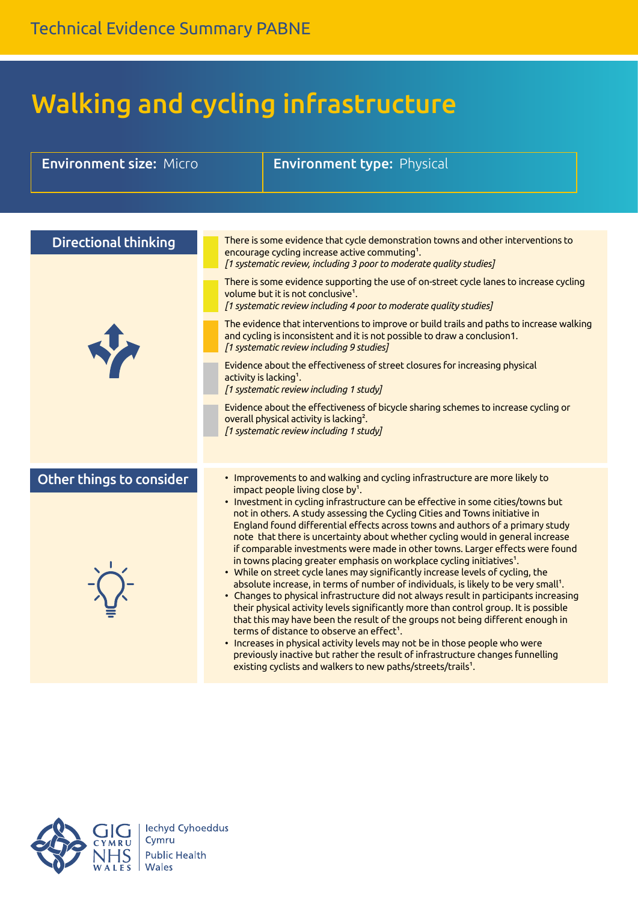# Walking and cycling infrastructure

**Environment size:** Micro | **Environment type:** Physical

## Directional thinking

There is some evidence that cycle demonstration towns and other interventions to encourage cycling increase active commuting[1].
*[1 systematic review, including 3 poor to moderate quality studies]*

There is some evidence supporting the use of on-street cycle lanes to increase cycling volume but it is not conclusive[1].
*[1 systematic review including 4 poor to moderate quality studies]*

The evidence that interventions to improve or build trails and paths to increase walking and cycling is inconsistent and it is not possible to draw a conclusion1.
*[1 systematic review including 9 studies]*

Evidence about the effectiveness of street closures for increasing physical activity is lacking[1].
*[1 systematic review including 1 study]*

Evidence about the effectiveness of bicycle sharing schemes to increase cycling or overall physical activity is lacking[2].
*[1 systematic review including 1 study]*

## Other things to consider

- Improvements to and walking and cycling infrastructure are more likely to impact people living close by[1].
- Investment in cycling infrastructure can be effective in some cities/towns but not in others. A study assessing the Cycling Cities and Towns initiative in England found differential effects across towns and authors of a primary study note that there is uncertainty about whether cycling would in general increase if comparable investments were made in other towns. Larger effects were found in towns placing greater emphasis on workplace cycling initiatives[1].
- While on street cycle lanes may significantly increase levels of cycling, the absolute increase, in terms of number of individuals, is likely to be very small[1].
- Changes to physical infrastructure did not always result in participants increasing their physical activity levels significantly more than control group. It is possible that this may have been the result of the groups not being different enough in terms of distance to observe an effect[1].
- Increases in physical activity levels may not be in those people who were previously inactive but rather the result of infrastructure changes funnelling existing cyclists and walkers to new paths/streets/trails[1].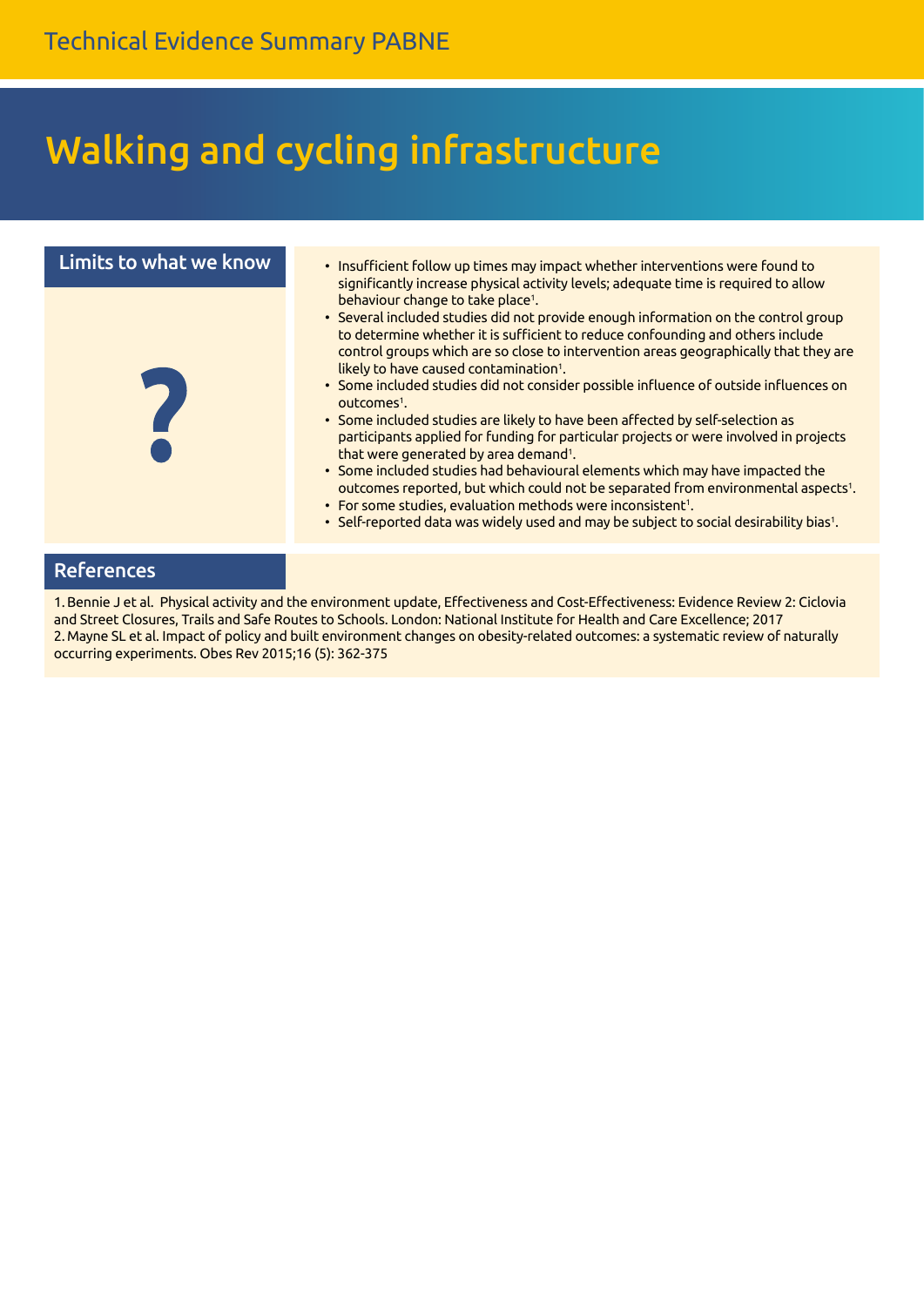# Walking and cycling infrastructure

## Limits to what we know

- Insufficient follow up times may impact whether interventions were found to significantly increase physical activity levels; adequate time is required to allow behaviour change to take place[1].
- Several included studies did not provide enough information on the control group to determine whether it is sufficient to reduce confounding and others include control groups which are so close to intervention areas geographically that they are likely to have caused contamination[1].
- Some included studies did not consider possible influence of outside influences on outcomes[1].
- Some included studies are likely to have been affected by self-selection as participants applied for funding for particular projects or were involved in projects that were generated by area demand[1].
- Some included studies had behavioural elements which may have impacted the outcomes reported, but which could not be separated from environmental aspects[1].
- For some studies, evaluation methods were inconsistent[1].
- Self-reported data was widely used and may be subject to social desirability bias[1].

## References

1. Bennie J et al. Physical activity and the environment update, Effectiveness and Cost-Effectiveness: Evidence Review 2: Ciclovia and Street Closures, Trails and Safe Routes to Schools. London: National Institute for Health and Care Excellence; 2017
2. Mayne SL et al. Impact of policy and built environment changes on obesity-related outcomes: a systematic review of naturally occurring experiments. Obes Rev 2015;16 (5): 362-375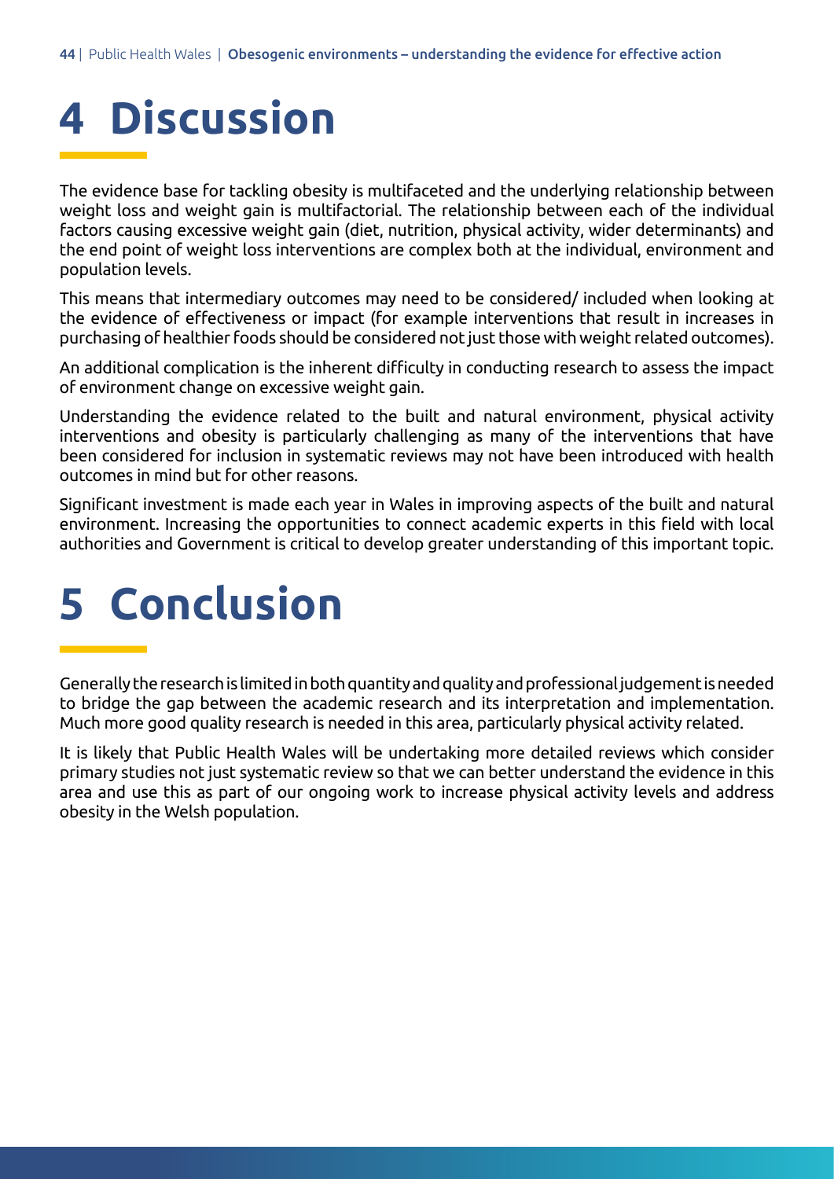# 4 Discussion

The evidence base for tackling obesity is multifaceted and the underlying relationship between weight loss and weight gain is multifactorial. The relationship between each of the individual factors causing excessive weight gain (diet, nutrition, physical activity, wider determinants) and the end point of weight loss interventions are complex both at the individual, environment and population levels.

This means that intermediary outcomes may need to be considered/ included when looking at the evidence of effectiveness or impact (for example interventions that result in increases in purchasing of healthier foods should be considered not just those with weight related outcomes).

An additional complication is the inherent difficulty in conducting research to assess the impact of environment change on excessive weight gain.

Understanding the evidence related to the built and natural environment, physical activity interventions and obesity is particularly challenging as many of the interventions that have been considered for inclusion in systematic reviews may not have been introduced with health outcomes in mind but for other reasons.

Significant investment is made each year in Wales in improving aspects of the built and natural environment. Increasing the opportunities to connect academic experts in this field with local authorities and Government is critical to develop greater understanding of this important topic.

# 5 Conclusion

Generally the research is limited in both quantity and quality and professional judgement is needed to bridge the gap between the academic research and its interpretation and implementation. Much more good quality research is needed in this area, particularly physical activity related.

It is likely that Public Health Wales will be undertaking more detailed reviews which consider primary studies not just systematic review so that we can better understand the evidence in this area and use this as part of our ongoing work to increase physical activity levels and address obesity in the Welsh population.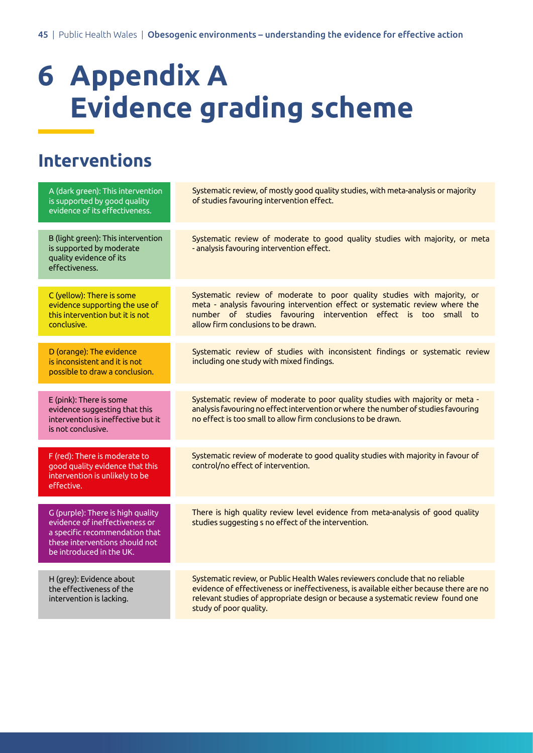# 6 Appendix A Evidence grading scheme

## Interventions

| Grade | Description |
|---|---|
| A (dark green): This intervention is supported by good quality evidence of its effectiveness. | Systematic review, of mostly good quality studies, with meta-analysis or majority of studies favouring intervention effect. |
| B (light green): This intervention is supported by moderate quality evidence of its effectiveness. | Systematic review of moderate to good quality studies with majority, or meta - analysis favouring intervention effect. |
| C (yellow): There is some evidence supporting the use of this intervention but it is not conclusive. | Systematic review of moderate to poor quality studies with majority, or meta - analysis favouring intervention effect or systematic review where the number of studies favouring intervention effect is too small to allow firm conclusions to be drawn. |
| D (orange): The evidence is inconsistent and it is not possible to draw a conclusion. | Systematic review of studies with inconsistent findings or systematic review including one study with mixed findings. |
| E (pink): There is some evidence suggesting that this intervention is ineffective but it is not conclusive. | Systematic review of moderate to poor quality studies with majority or meta - analysis favouring no effect intervention or where the number of studies favouring no effect is too small to allow firm conclusions to be drawn. |
| F (red): There is moderate to good quality evidence that this intervention is unlikely to be effective. | Systematic review of moderate to good quality studies with majority in favour of control/no effect of intervention. |
| G (purple): There is high quality evidence of ineffectiveness or a specific recommendation that these interventions should not be introduced in the UK. | There is high quality review level evidence from meta-analysis of good quality studies suggesting s no effect of the intervention. |
| H (grey): Evidence about the effectiveness of the intervention is lacking. | Systematic review, or Public Health Wales reviewers conclude that no reliable evidence of effectiveness or ineffectiveness, is available either because there are no relevant studies of appropriate design or because a systematic review found one study of poor quality. |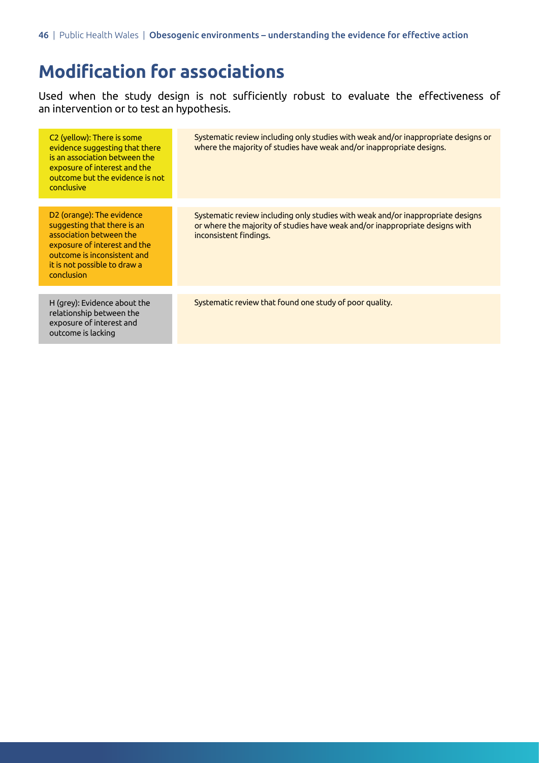# Modification for associations

Used when the study design is not sufficiently robust to evaluate the effectiveness of an intervention or to test an hypothesis.

| | |
|---|---|
| C2 (yellow): There is some evidence suggesting that there is an association between the exposure of interest and the outcome but the evidence is not conclusive | Systematic review including only studies with weak and/or inappropriate designs or where the majority of studies have weak and/or inappropriate designs. |
| D2 (orange): The evidence suggesting that there is an association between the exposure of interest and the outcome is inconsistent and it is not possible to draw a conclusion | Systematic review including only studies with weak and/or inappropriate designs or where the majority of studies have weak and/or inappropriate designs with inconsistent findings. |
| H (grey): Evidence about the relationship between the exposure of interest and outcome is lacking | Systematic review that found one study of poor quality. |